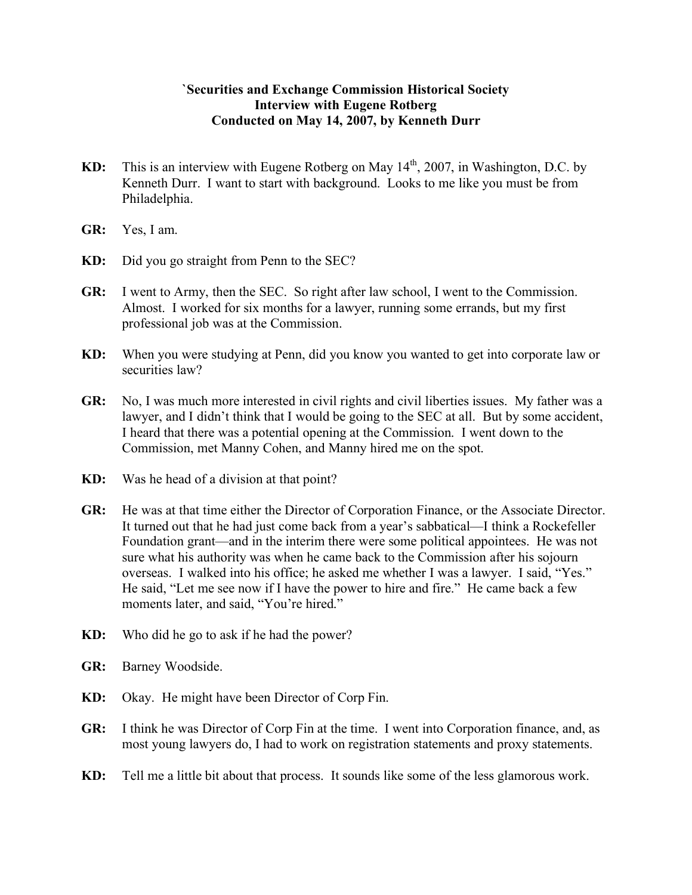**`Securities and Exchange Commission Historical Society**
**Interview with Eugene Rotberg**
**Conducted on May 14, 2007, by Kenneth Durr**

**KD:** This is an interview with Eugene Rotberg on May 14th, 2007, in Washington, D.C. by Kenneth Durr. I want to start with background. Looks to me like you must be from Philadelphia.

**GR:** Yes, I am.

**KD:** Did you go straight from Penn to the SEC?

**GR:** I went to Army, then the SEC. So right after law school, I went to the Commission. Almost. I worked for six months for a lawyer, running some errands, but my first professional job was at the Commission.

**KD:** When you were studying at Penn, did you know you wanted to get into corporate law or securities law?

**GR:** No, I was much more interested in civil rights and civil liberties issues. My father was a lawyer, and I didn't think that I would be going to the SEC at all. But by some accident, I heard that there was a potential opening at the Commission. I went down to the Commission, met Manny Cohen, and Manny hired me on the spot.

**KD:** Was he head of a division at that point?

**GR:** He was at that time either the Director of Corporation Finance, or the Associate Director. It turned out that he had just come back from a year's sabbatical—I think a Rockefeller Foundation grant—and in the interim there were some political appointees. He was not sure what his authority was when he came back to the Commission after his sojourn overseas. I walked into his office; he asked me whether I was a lawyer. I said, "Yes." He said, "Let me see now if I have the power to hire and fire." He came back a few moments later, and said, "You're hired."

**KD:** Who did he go to ask if he had the power?

**GR:** Barney Woodside.

**KD:** Okay. He might have been Director of Corp Fin.

**GR:** I think he was Director of Corp Fin at the time. I went into Corporation finance, and, as most young lawyers do, I had to work on registration statements and proxy statements.

**KD:** Tell me a little bit about that process. It sounds like some of the less glamorous work.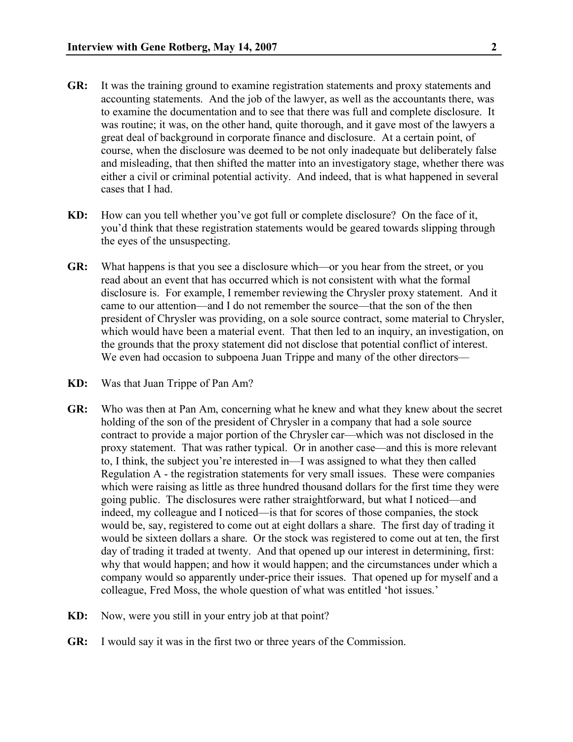**GR:** It was the training ground to examine registration statements and proxy statements and accounting statements. And the job of the lawyer, as well as the accountants there, was to examine the documentation and to see that there was full and complete disclosure. It was routine; it was, on the other hand, quite thorough, and it gave most of the lawyers a great deal of background in corporate finance and disclosure. At a certain point, of course, when the disclosure was deemed to be not only inadequate but deliberately false and misleading, that then shifted the matter into an investigatory stage, whether there was either a civil or criminal potential activity. And indeed, that is what happened in several cases that I had.

**KD:** How can you tell whether you've got full or complete disclosure? On the face of it, you'd think that these registration statements would be geared towards slipping through the eyes of the unsuspecting.

**GR:** What happens is that you see a disclosure which—or you hear from the street, or you read about an event that has occurred which is not consistent with what the formal disclosure is. For example, I remember reviewing the Chrysler proxy statement. And it came to our attention—and I do not remember the source—that the son of the then president of Chrysler was providing, on a sole source contract, some material to Chrysler, which would have been a material event. That then led to an inquiry, an investigation, on the grounds that the proxy statement did not disclose that potential conflict of interest. We even had occasion to subpoena Juan Trippe and many of the other directors—

**KD:** Was that Juan Trippe of Pan Am?

**GR:** Who was then at Pan Am, concerning what he knew and what they knew about the secret holding of the son of the president of Chrysler in a company that had a sole source contract to provide a major portion of the Chrysler car—which was not disclosed in the proxy statement. That was rather typical. Or in another case—and this is more relevant to, I think, the subject you're interested in—I was assigned to what they then called Regulation A - the registration statements for very small issues. These were companies which were raising as little as three hundred thousand dollars for the first time they were going public. The disclosures were rather straightforward, but what I noticed—and indeed, my colleague and I noticed—is that for scores of those companies, the stock would be, say, registered to come out at eight dollars a share. The first day of trading it would be sixteen dollars a share. Or the stock was registered to come out at ten, the first day of trading it traded at twenty. And that opened up our interest in determining, first: why that would happen; and how it would happen; and the circumstances under which a company would so apparently under-price their issues. That opened up for myself and a colleague, Fred Moss, the whole question of what was entitled 'hot issues.'

**KD:** Now, were you still in your entry job at that point?

**GR:** I would say it was in the first two or three years of the Commission.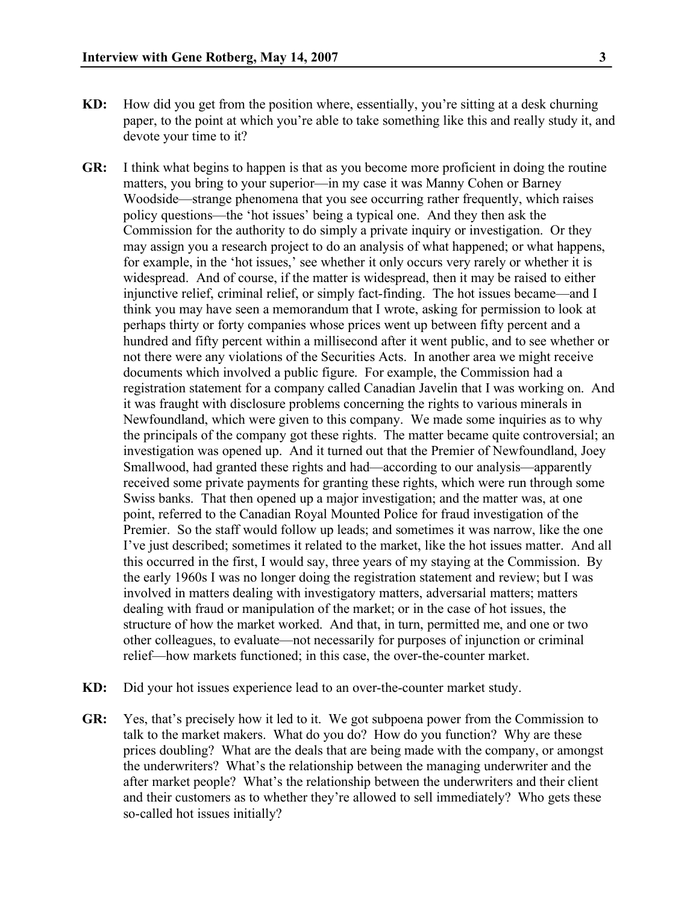**KD:** How did you get from the position where, essentially, you're sitting at a desk churning paper, to the point at which you're able to take something like this and really study it, and devote your time to it?

**GR:** I think what begins to happen is that as you become more proficient in doing the routine matters, you bring to your superior—in my case it was Manny Cohen or Barney Woodside—strange phenomena that you see occurring rather frequently, which raises policy questions—the 'hot issues' being a typical one. And they then ask the Commission for the authority to do simply a private inquiry or investigation. Or they may assign you a research project to do an analysis of what happened; or what happens, for example, in the 'hot issues,' see whether it only occurs very rarely or whether it is widespread. And of course, if the matter is widespread, then it may be raised to either injunctive relief, criminal relief, or simply fact-finding. The hot issues became—and I think you may have seen a memorandum that I wrote, asking for permission to look at perhaps thirty or forty companies whose prices went up between fifty percent and a hundred and fifty percent within a millisecond after it went public, and to see whether or not there were any violations of the Securities Acts. In another area we might receive documents which involved a public figure. For example, the Commission had a registration statement for a company called Canadian Javelin that I was working on. And it was fraught with disclosure problems concerning the rights to various minerals in Newfoundland, which were given to this company. We made some inquiries as to why the principals of the company got these rights. The matter became quite controversial; an investigation was opened up. And it turned out that the Premier of Newfoundland, Joey Smallwood, had granted these rights and had—according to our analysis—apparently received some private payments for granting these rights, which were run through some Swiss banks. That then opened up a major investigation; and the matter was, at one point, referred to the Canadian Royal Mounted Police for fraud investigation of the Premier. So the staff would follow up leads; and sometimes it was narrow, like the one I've just described; sometimes it related to the market, like the hot issues matter. And all this occurred in the first, I would say, three years of my staying at the Commission. By the early 1960s I was no longer doing the registration statement and review; but I was involved in matters dealing with investigatory matters, adversarial matters; matters dealing with fraud or manipulation of the market; or in the case of hot issues, the structure of how the market worked. And that, in turn, permitted me, and one or two other colleagues, to evaluate—not necessarily for purposes of injunction or criminal relief—how markets functioned; in this case, the over-the-counter market.

**KD:** Did your hot issues experience lead to an over-the-counter market study.

**GR:** Yes, that's precisely how it led to it. We got subpoena power from the Commission to talk to the market makers. What do you do? How do you function? Why are these prices doubling? What are the deals that are being made with the company, or amongst the underwriters? What's the relationship between the managing underwriter and the after market people? What's the relationship between the underwriters and their client and their customers as to whether they're allowed to sell immediately? Who gets these so-called hot issues initially?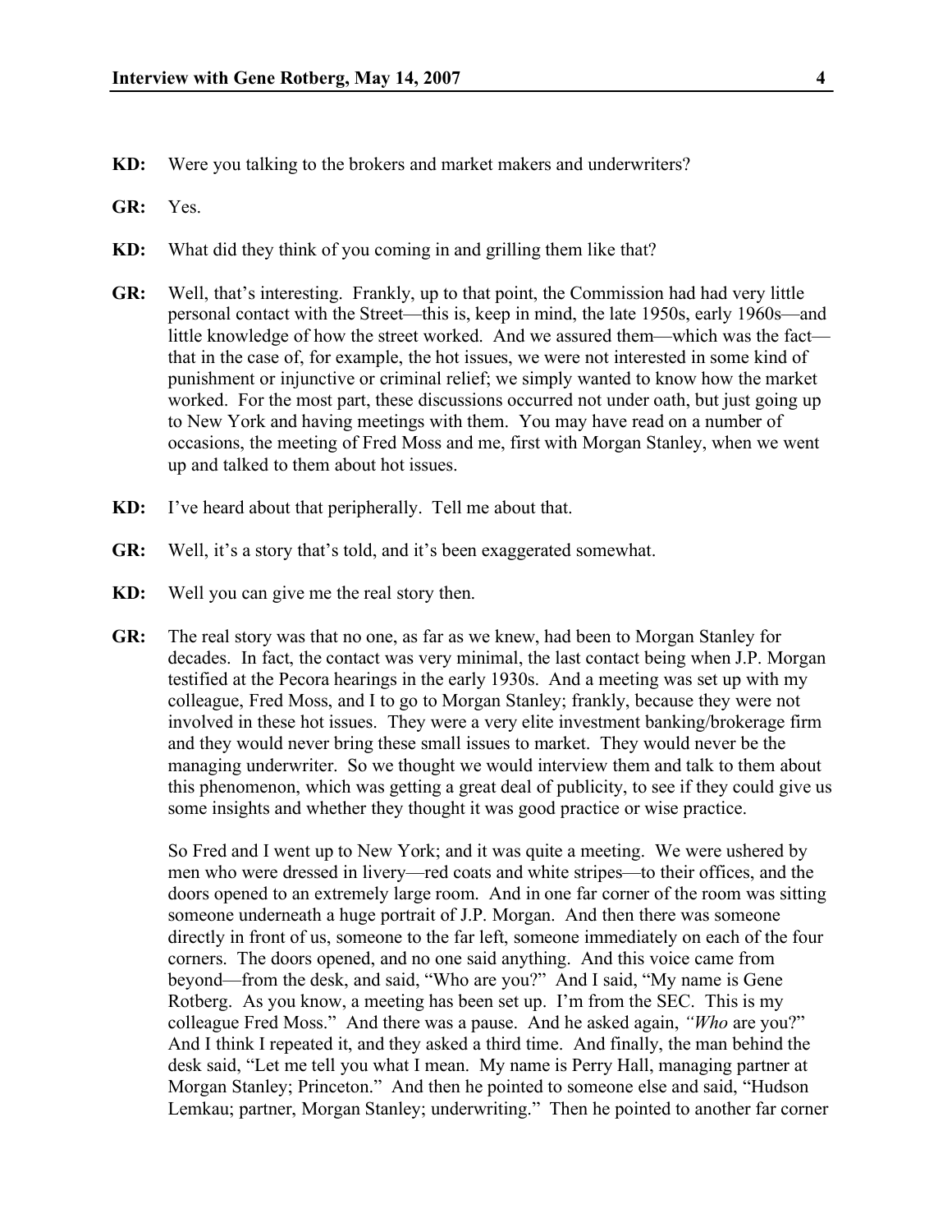**KD:** Were you talking to the brokers and market makers and underwriters?

**GR:** Yes.

**KD:** What did they think of you coming in and grilling them like that?

**GR:** Well, that's interesting. Frankly, up to that point, the Commission had had very little personal contact with the Street—this is, keep in mind, the late 1950s, early 1960s—and little knowledge of how the street worked. And we assured them—which was the fact—that in the case of, for example, the hot issues, we were not interested in some kind of punishment or injunctive or criminal relief; we simply wanted to know how the market worked. For the most part, these discussions occurred not under oath, but just going up to New York and having meetings with them. You may have read on a number of occasions, the meeting of Fred Moss and me, first with Morgan Stanley, when we went up and talked to them about hot issues.

**KD:** I've heard about that peripherally. Tell me about that.

**GR:** Well, it's a story that's told, and it's been exaggerated somewhat.

**KD:** Well you can give me the real story then.

**GR:** The real story was that no one, as far as we knew, had been to Morgan Stanley for decades. In fact, the contact was very minimal, the last contact being when J.P. Morgan testified at the Pecora hearings in the early 1930s. And a meeting was set up with my colleague, Fred Moss, and I to go to Morgan Stanley; frankly, because they were not involved in these hot issues. They were a very elite investment banking/brokerage firm and they would never bring these small issues to market. They would never be the managing underwriter. So we thought we would interview them and talk to them about this phenomenon, which was getting a great deal of publicity, to see if they could give us some insights and whether they thought it was good practice or wise practice.

So Fred and I went up to New York; and it was quite a meeting. We were ushered by men who were dressed in livery—red coats and white stripes—to their offices, and the doors opened to an extremely large room. And in one far corner of the room was sitting someone underneath a huge portrait of J.P. Morgan. And then there was someone directly in front of us, someone to the far left, someone immediately on each of the four corners. The doors opened, and no one said anything. And this voice came from beyond—from the desk, and said, "Who are you?" And I said, "My name is Gene Rotberg. As you know, a meeting has been set up. I'm from the SEC. This is my colleague Fred Moss." And there was a pause. And he asked again, *"Who* are you?" And I think I repeated it, and they asked a third time. And finally, the man behind the desk said, "Let me tell you what I mean. My name is Perry Hall, managing partner at Morgan Stanley; Princeton." And then he pointed to someone else and said, "Hudson Lemkau; partner, Morgan Stanley; underwriting." Then he pointed to another far corner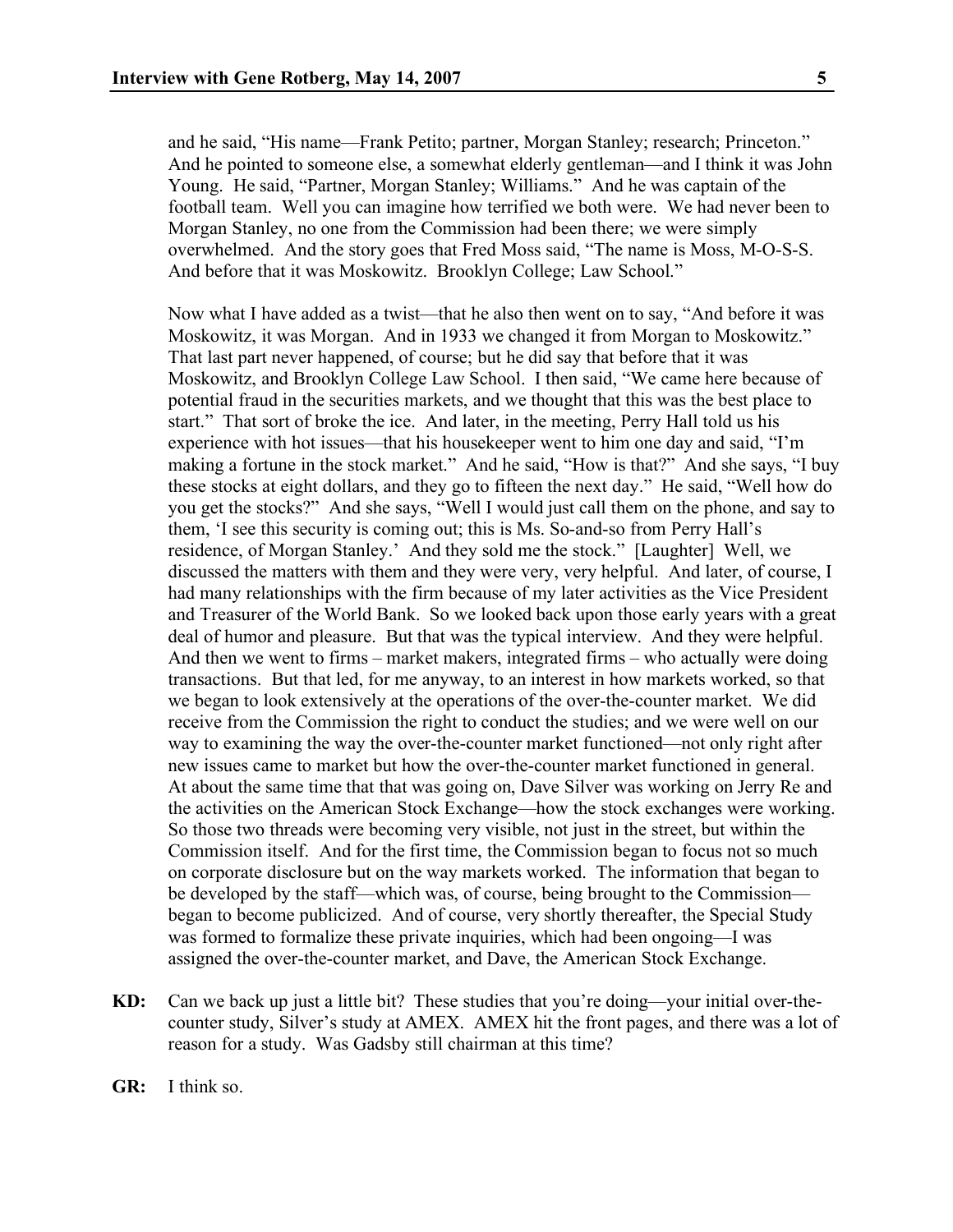and he said, "His name—Frank Petito; partner, Morgan Stanley; research; Princeton." And he pointed to someone else, a somewhat elderly gentleman—and I think it was John Young. He said, "Partner, Morgan Stanley; Williams." And he was captain of the football team. Well you can imagine how terrified we both were. We had never been to Morgan Stanley, no one from the Commission had been there; we were simply overwhelmed. And the story goes that Fred Moss said, "The name is Moss, M-O-S-S. And before that it was Moskowitz. Brooklyn College; Law School."

Now what I have added as a twist—that he also then went on to say, "And before it was Moskowitz, it was Morgan. And in 1933 we changed it from Morgan to Moskowitz." That last part never happened, of course; but he did say that before that it was Moskowitz, and Brooklyn College Law School. I then said, "We came here because of potential fraud in the securities markets, and we thought that this was the best place to start." That sort of broke the ice. And later, in the meeting, Perry Hall told us his experience with hot issues—that his housekeeper went to him one day and said, "I'm making a fortune in the stock market." And he said, "How is that?" And she says, "I buy these stocks at eight dollars, and they go to fifteen the next day." He said, "Well how do you get the stocks?" And she says, "Well I would just call them on the phone, and say to them, 'I see this security is coming out; this is Ms. So-and-so from Perry Hall's residence, of Morgan Stanley.' And they sold me the stock." [Laughter] Well, we discussed the matters with them and they were very, very helpful. And later, of course, I had many relationships with the firm because of my later activities as the Vice President and Treasurer of the World Bank. So we looked back upon those early years with a great deal of humor and pleasure. But that was the typical interview. And they were helpful. And then we went to firms – market makers, integrated firms – who actually were doing transactions. But that led, for me anyway, to an interest in how markets worked, so that we began to look extensively at the operations of the over-the-counter market. We did receive from the Commission the right to conduct the studies; and we were well on our way to examining the way the over-the-counter market functioned—not only right after new issues came to market but how the over-the-counter market functioned in general. At about the same time that that was going on, Dave Silver was working on Jerry Re and the activities on the American Stock Exchange—how the stock exchanges were working. So those two threads were becoming very visible, not just in the street, but within the Commission itself. And for the first time, the Commission began to focus not so much on corporate disclosure but on the way markets worked. The information that began to be developed by the staff—which was, of course, being brought to the Commission—began to become publicized. And of course, very shortly thereafter, the Special Study was formed to formalize these private inquiries, which had been ongoing—I was assigned the over-the-counter market, and Dave, the American Stock Exchange.

**KD:** Can we back up just a little bit? These studies that you're doing—your initial over-the-counter study, Silver's study at AMEX. AMEX hit the front pages, and there was a lot of reason for a study. Was Gadsby still chairman at this time?

**GR:** I think so.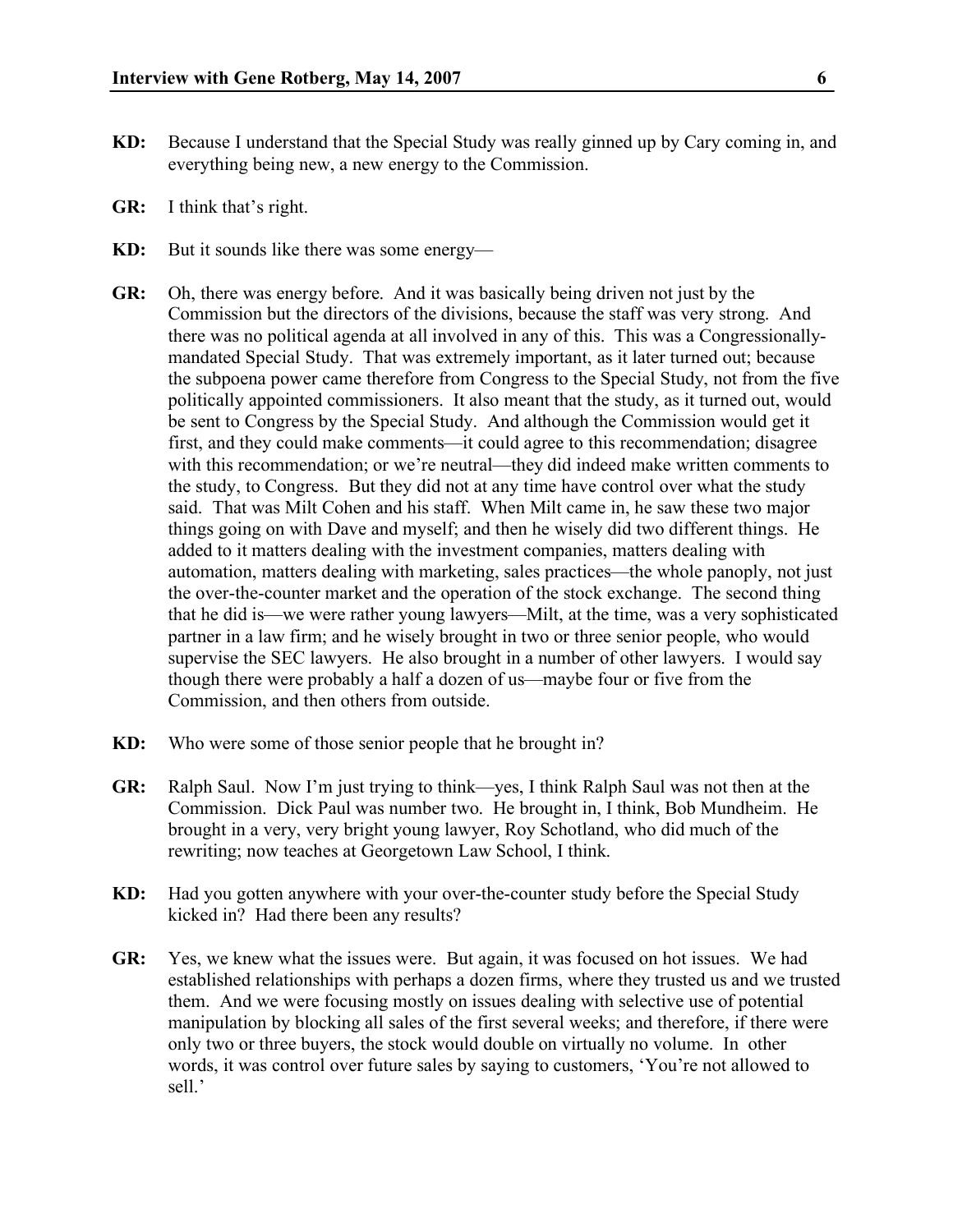**KD:** Because I understand that the Special Study was really ginned up by Cary coming in, and everything being new, a new energy to the Commission.

**GR:** I think that's right.

**KD:** But it sounds like there was some energy—

**GR:** Oh, there was energy before. And it was basically being driven not just by the Commission but the directors of the divisions, because the staff was very strong. And there was no political agenda at all involved in any of this. This was a Congressionally-mandated Special Study. That was extremely important, as it later turned out; because the subpoena power came therefore from Congress to the Special Study, not from the five politically appointed commissioners. It also meant that the study, as it turned out, would be sent to Congress by the Special Study. And although the Commission would get it first, and they could make comments—it could agree to this recommendation; disagree with this recommendation; or we're neutral—they did indeed make written comments to the study, to Congress. But they did not at any time have control over what the study said. That was Milt Cohen and his staff. When Milt came in, he saw these two major things going on with Dave and myself; and then he wisely did two different things. He added to it matters dealing with the investment companies, matters dealing with automation, matters dealing with marketing, sales practices—the whole panoply, not just the over-the-counter market and the operation of the stock exchange. The second thing that he did is—we were rather young lawyers—Milt, at the time, was a very sophisticated partner in a law firm; and he wisely brought in two or three senior people, who would supervise the SEC lawyers. He also brought in a number of other lawyers. I would say though there were probably a half a dozen of us—maybe four or five from the Commission, and then others from outside.

**KD:** Who were some of those senior people that he brought in?

**GR:** Ralph Saul. Now I'm just trying to think—yes, I think Ralph Saul was not then at the Commission. Dick Paul was number two. He brought in, I think, Bob Mundheim. He brought in a very, very bright young lawyer, Roy Schotland, who did much of the rewriting; now teaches at Georgetown Law School, I think.

**KD:** Had you gotten anywhere with your over-the-counter study before the Special Study kicked in? Had there been any results?

**GR:** Yes, we knew what the issues were. But again, it was focused on hot issues. We had established relationships with perhaps a dozen firms, where they trusted us and we trusted them. And we were focusing mostly on issues dealing with selective use of potential manipulation by blocking all sales of the first several weeks; and therefore, if there were only two or three buyers, the stock would double on virtually no volume. In other words, it was control over future sales by saying to customers, 'You're not allowed to sell.'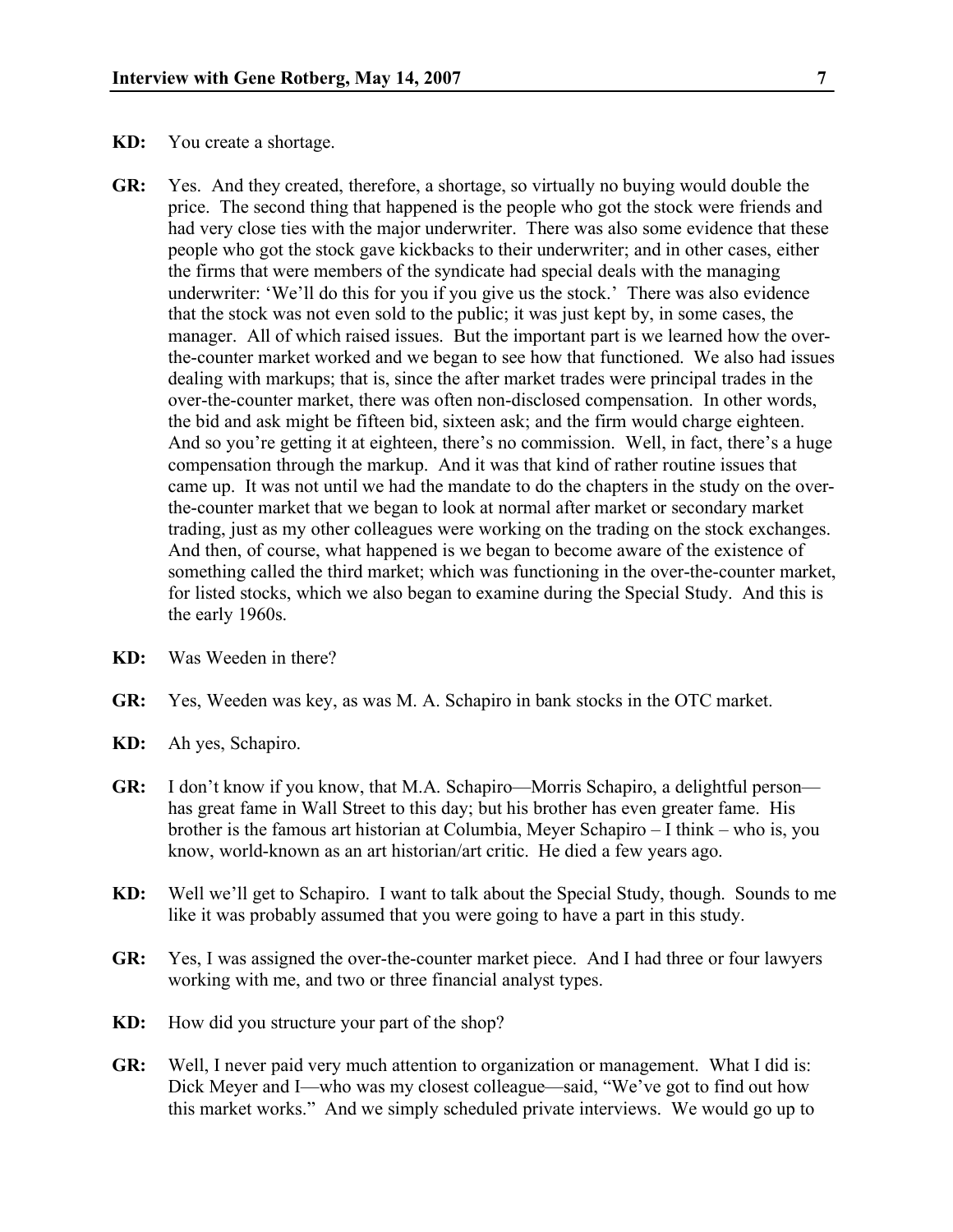**KD:** You create a shortage.

**GR:** Yes. And they created, therefore, a shortage, so virtually no buying would double the price. The second thing that happened is the people who got the stock were friends and had very close ties with the major underwriter. There was also some evidence that these people who got the stock gave kickbacks to their underwriter; and in other cases, either the firms that were members of the syndicate had special deals with the managing underwriter: 'We'll do this for you if you give us the stock.' There was also evidence that the stock was not even sold to the public; it was just kept by, in some cases, the manager. All of which raised issues. But the important part is we learned how the over-the-counter market worked and we began to see how that functioned. We also had issues dealing with markups; that is, since the after market trades were principal trades in the over-the-counter market, there was often non-disclosed compensation. In other words, the bid and ask might be fifteen bid, sixteen ask; and the firm would charge eighteen. And so you're getting it at eighteen, there's no commission. Well, in fact, there's a huge compensation through the markup. And it was that kind of rather routine issues that came up. It was not until we had the mandate to do the chapters in the study on the over-the-counter market that we began to look at normal after market or secondary market trading, just as my other colleagues were working on the trading on the stock exchanges. And then, of course, what happened is we began to become aware of the existence of something called the third market; which was functioning in the over-the-counter market, for listed stocks, which we also began to examine during the Special Study. And this is the early 1960s.

**KD:** Was Weeden in there?

**GR:** Yes, Weeden was key, as was M. A. Schapiro in bank stocks in the OTC market.

**KD:** Ah yes, Schapiro.

**GR:** I don't know if you know, that M.A. Schapiro—Morris Schapiro, a delightful person—has great fame in Wall Street to this day; but his brother has even greater fame. His brother is the famous art historian at Columbia, Meyer Schapiro – I think – who is, you know, world-known as an art historian/art critic. He died a few years ago.

**KD:** Well we'll get to Schapiro. I want to talk about the Special Study, though. Sounds to me like it was probably assumed that you were going to have a part in this study.

**GR:** Yes, I was assigned the over-the-counter market piece. And I had three or four lawyers working with me, and two or three financial analyst types.

**KD:** How did you structure your part of the shop?

**GR:** Well, I never paid very much attention to organization or management. What I did is: Dick Meyer and I—who was my closest colleague—said, "We've got to find out how this market works." And we simply scheduled private interviews. We would go up to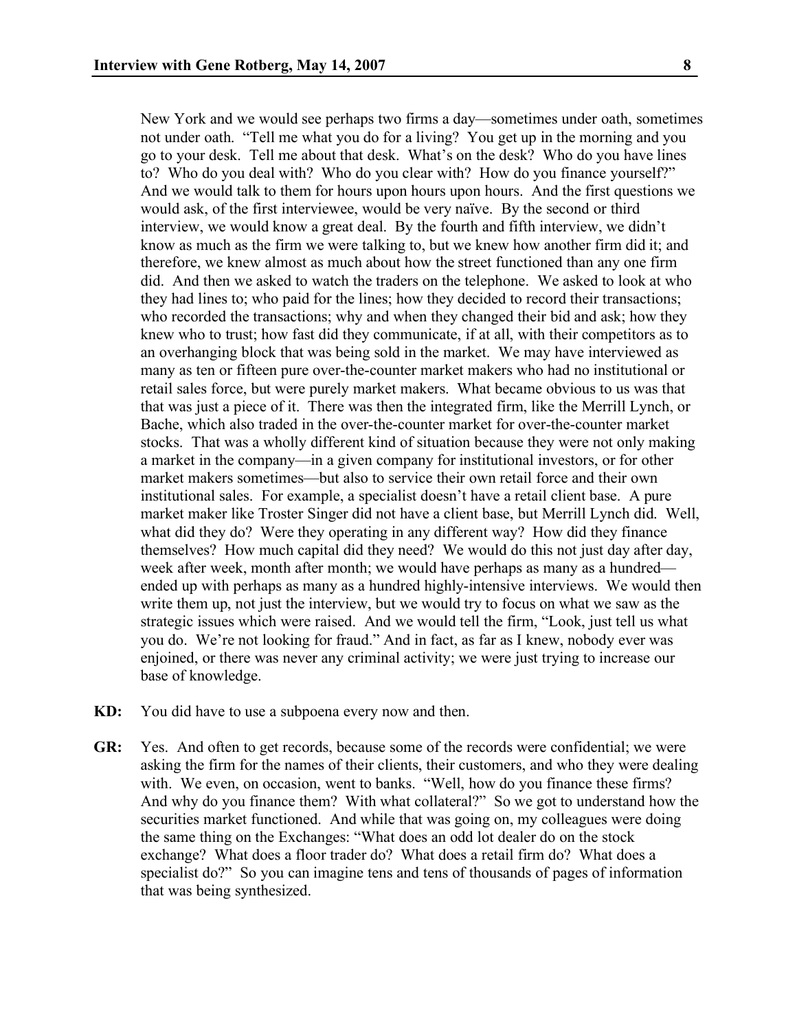New York and we would see perhaps two firms a day—sometimes under oath, sometimes not under oath. "Tell me what you do for a living? You get up in the morning and you go to your desk. Tell me about that desk. What's on the desk? Who do you have lines to? Who do you deal with? Who do you clear with? How do you finance yourself?" And we would talk to them for hours upon hours upon hours. And the first questions we would ask, of the first interviewee, would be very naïve. By the second or third interview, we would know a great deal. By the fourth and fifth interview, we didn't know as much as the firm we were talking to, but we knew how another firm did it; and therefore, we knew almost as much about how the street functioned than any one firm did. And then we asked to watch the traders on the telephone. We asked to look at who they had lines to; who paid for the lines; how they decided to record their transactions; who recorded the transactions; why and when they changed their bid and ask; how they knew who to trust; how fast did they communicate, if at all, with their competitors as to an overhanging block that was being sold in the market. We may have interviewed as many as ten or fifteen pure over-the-counter market makers who had no institutional or retail sales force, but were purely market makers. What became obvious to us was that that was just a piece of it. There was then the integrated firm, like the Merrill Lynch, or Bache, which also traded in the over-the-counter market for over-the-counter market stocks. That was a wholly different kind of situation because they were not only making a market in the company—in a given company for institutional investors, or for other market makers sometimes—but also to service their own retail force and their own institutional sales. For example, a specialist doesn't have a retail client base. A pure market maker like Troster Singer did not have a client base, but Merrill Lynch did. Well, what did they do? Were they operating in any different way? How did they finance themselves? How much capital did they need? We would do this not just day after day, week after week, month after month; we would have perhaps as many as a hundred—ended up with perhaps as many as a hundred highly-intensive interviews. We would then write them up, not just the interview, but we would try to focus on what we saw as the strategic issues which were raised. And we would tell the firm, "Look, just tell us what you do. We're not looking for fraud." And in fact, as far as I knew, nobody ever was enjoined, or there was never any criminal activity; we were just trying to increase our base of knowledge.

**KD:** You did have to use a subpoena every now and then.

**GR:** Yes. And often to get records, because some of the records were confidential; we were asking the firm for the names of their clients, their customers, and who they were dealing with. We even, on occasion, went to banks. "Well, how do you finance these firms? And why do you finance them? With what collateral?" So we got to understand how the securities market functioned. And while that was going on, my colleagues were doing the same thing on the Exchanges: "What does an odd lot dealer do on the stock exchange? What does a floor trader do? What does a retail firm do? What does a specialist do?" So you can imagine tens and tens of thousands of pages of information that was being synthesized.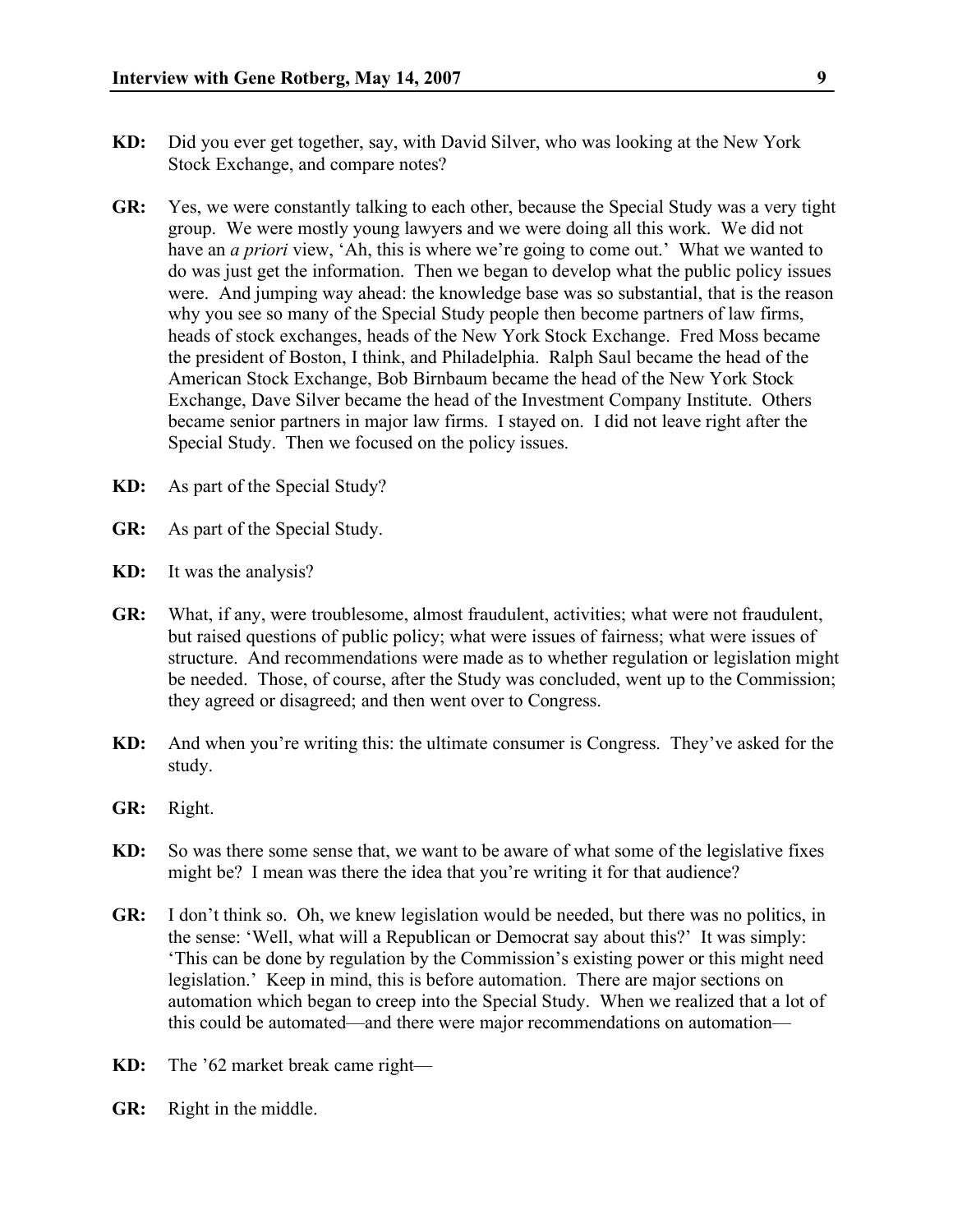**KD:** Did you ever get together, say, with David Silver, who was looking at the New York Stock Exchange, and compare notes?

**GR:** Yes, we were constantly talking to each other, because the Special Study was a very tight group. We were mostly young lawyers and we were doing all this work. We did not have an *a priori* view, 'Ah, this is where we're going to come out.' What we wanted to do was just get the information. Then we began to develop what the public policy issues were. And jumping way ahead: the knowledge base was so substantial, that is the reason why you see so many of the Special Study people then become partners of law firms, heads of stock exchanges, heads of the New York Stock Exchange. Fred Moss became the president of Boston, I think, and Philadelphia. Ralph Saul became the head of the American Stock Exchange, Bob Birnbaum became the head of the New York Stock Exchange, Dave Silver became the head of the Investment Company Institute. Others became senior partners in major law firms. I stayed on. I did not leave right after the Special Study. Then we focused on the policy issues.

**KD:** As part of the Special Study?

**GR:** As part of the Special Study.

**KD:** It was the analysis?

**GR:** What, if any, were troublesome, almost fraudulent, activities; what were not fraudulent, but raised questions of public policy; what were issues of fairness; what were issues of structure. And recommendations were made as to whether regulation or legislation might be needed. Those, of course, after the Study was concluded, went up to the Commission; they agreed or disagreed; and then went over to Congress.

**KD:** And when you're writing this: the ultimate consumer is Congress. They've asked for the study.

**GR:** Right.

**KD:** So was there some sense that, we want to be aware of what some of the legislative fixes might be? I mean was there the idea that you're writing it for that audience?

**GR:** I don't think so. Oh, we knew legislation would be needed, but there was no politics, in the sense: 'Well, what will a Republican or Democrat say about this?' It was simply: 'This can be done by regulation by the Commission's existing power or this might need legislation.' Keep in mind, this is before automation. There are major sections on automation which began to creep into the Special Study. When we realized that a lot of this could be automated—and there were major recommendations on automation—

**KD:** The '62 market break came right—

**GR:** Right in the middle.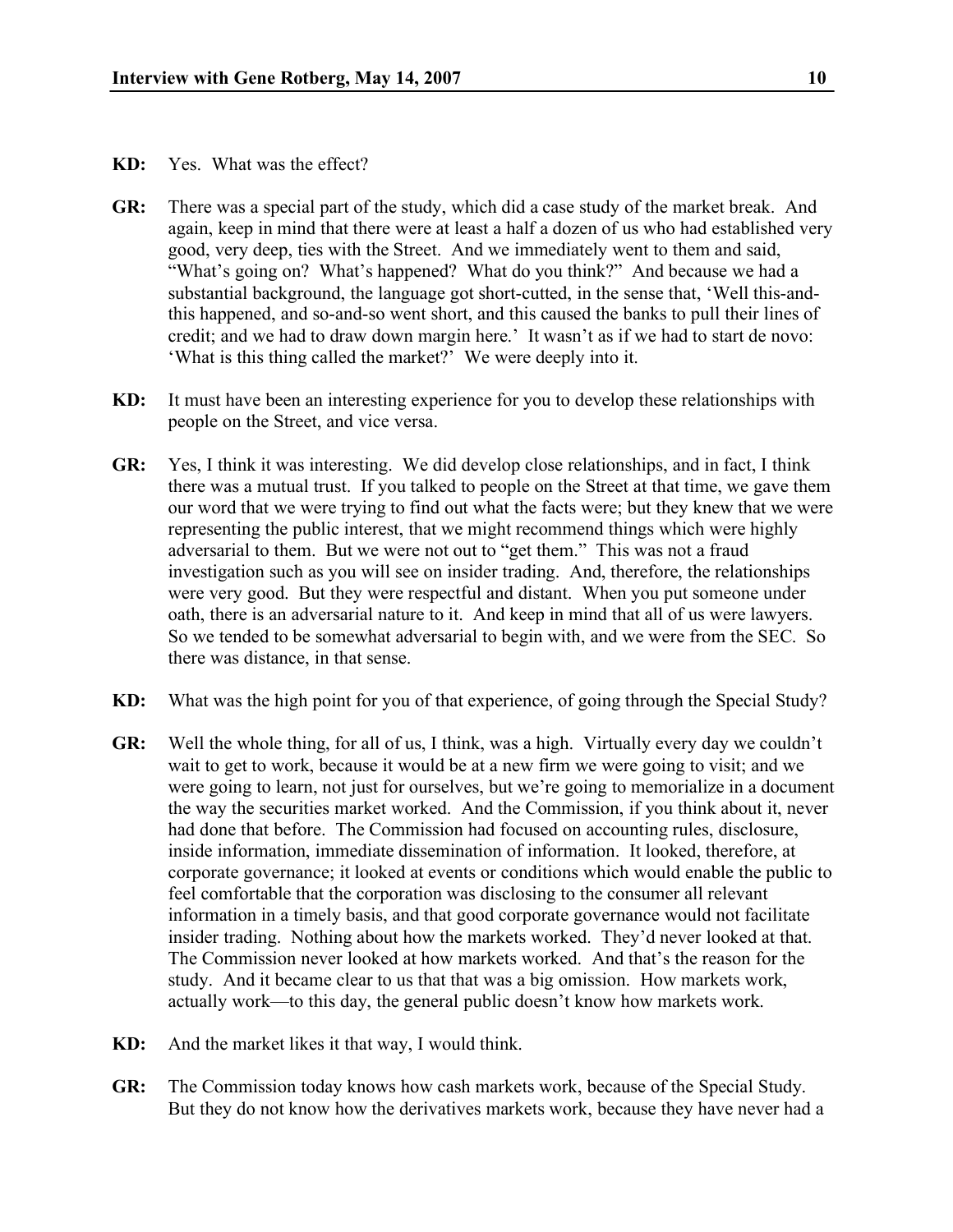**KD:** Yes. What was the effect?

**GR:** There was a special part of the study, which did a case study of the market break. And again, keep in mind that there were at least a half a dozen of us who had established very good, very deep, ties with the Street. And we immediately went to them and said, "What's going on? What's happened? What do you think?" And because we had a substantial background, the language got short-cutted, in the sense that, 'Well this-and-this happened, and so-and-so went short, and this caused the banks to pull their lines of credit; and we had to draw down margin here.' It wasn't as if we had to start de novo: 'What is this thing called the market?' We were deeply into it.

**KD:** It must have been an interesting experience for you to develop these relationships with people on the Street, and vice versa.

**GR:** Yes, I think it was interesting. We did develop close relationships, and in fact, I think there was a mutual trust. If you talked to people on the Street at that time, we gave them our word that we were trying to find out what the facts were; but they knew that we were representing the public interest, that we might recommend things which were highly adversarial to them. But we were not out to "get them." This was not a fraud investigation such as you will see on insider trading. And, therefore, the relationships were very good. But they were respectful and distant. When you put someone under oath, there is an adversarial nature to it. And keep in mind that all of us were lawyers. So we tended to be somewhat adversarial to begin with, and we were from the SEC. So there was distance, in that sense.

**KD:** What was the high point for you of that experience, of going through the Special Study?

**GR:** Well the whole thing, for all of us, I think, was a high. Virtually every day we couldn't wait to get to work, because it would be at a new firm we were going to visit; and we were going to learn, not just for ourselves, but we're going to memorialize in a document the way the securities market worked. And the Commission, if you think about it, never had done that before. The Commission had focused on accounting rules, disclosure, inside information, immediate dissemination of information. It looked, therefore, at corporate governance; it looked at events or conditions which would enable the public to feel comfortable that the corporation was disclosing to the consumer all relevant information in a timely basis, and that good corporate governance would not facilitate insider trading. Nothing about how the markets worked. They'd never looked at that. The Commission never looked at how markets worked. And that's the reason for the study. And it became clear to us that that was a big omission. How markets work, actually work—to this day, the general public doesn't know how markets work.

**KD:** And the market likes it that way, I would think.

**GR:** The Commission today knows how cash markets work, because of the Special Study. But they do not know how the derivatives markets work, because they have never had a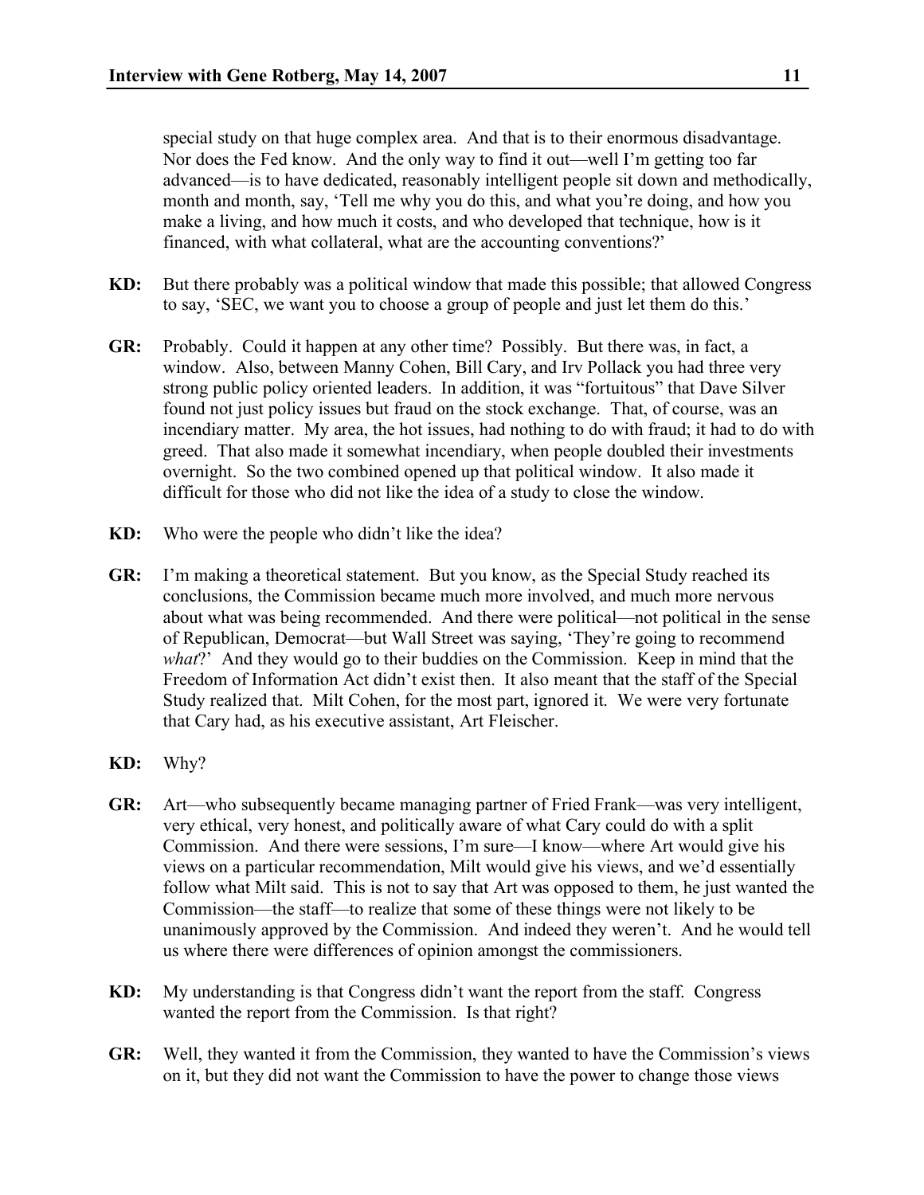special study on that huge complex area. And that is to their enormous disadvantage. Nor does the Fed know. And the only way to find it out—well I'm getting too far advanced—is to have dedicated, reasonably intelligent people sit down and methodically, month and month, say, 'Tell me why you do this, and what you're doing, and how you make a living, and how much it costs, and who developed that technique, how is it financed, with what collateral, what are the accounting conventions?'

**KD:** But there probably was a political window that made this possible; that allowed Congress to say, 'SEC, we want you to choose a group of people and just let them do this.'

**GR:** Probably. Could it happen at any other time? Possibly. But there was, in fact, a window. Also, between Manny Cohen, Bill Cary, and Irv Pollack you had three very strong public policy oriented leaders. In addition, it was "fortuitous" that Dave Silver found not just policy issues but fraud on the stock exchange. That, of course, was an incendiary matter. My area, the hot issues, had nothing to do with fraud; it had to do with greed. That also made it somewhat incendiary, when people doubled their investments overnight. So the two combined opened up that political window. It also made it difficult for those who did not like the idea of a study to close the window.

**KD:** Who were the people who didn't like the idea?

**GR:** I'm making a theoretical statement. But you know, as the Special Study reached its conclusions, the Commission became much more involved, and much more nervous about what was being recommended. And there were political—not political in the sense of Republican, Democrat—but Wall Street was saying, 'They're going to recommend *what*?' And they would go to their buddies on the Commission. Keep in mind that the Freedom of Information Act didn't exist then. It also meant that the staff of the Special Study realized that. Milt Cohen, for the most part, ignored it. We were very fortunate that Cary had, as his executive assistant, Art Fleischer.

**KD:** Why?

**GR:** Art—who subsequently became managing partner of Fried Frank—was very intelligent, very ethical, very honest, and politically aware of what Cary could do with a split Commission. And there were sessions, I'm sure—I know—where Art would give his views on a particular recommendation, Milt would give his views, and we'd essentially follow what Milt said. This is not to say that Art was opposed to them, he just wanted the Commission—the staff—to realize that some of these things were not likely to be unanimously approved by the Commission. And indeed they weren't. And he would tell us where there were differences of opinion amongst the commissioners.

**KD:** My understanding is that Congress didn't want the report from the staff. Congress wanted the report from the Commission. Is that right?

**GR:** Well, they wanted it from the Commission, they wanted to have the Commission's views on it, but they did not want the Commission to have the power to change those views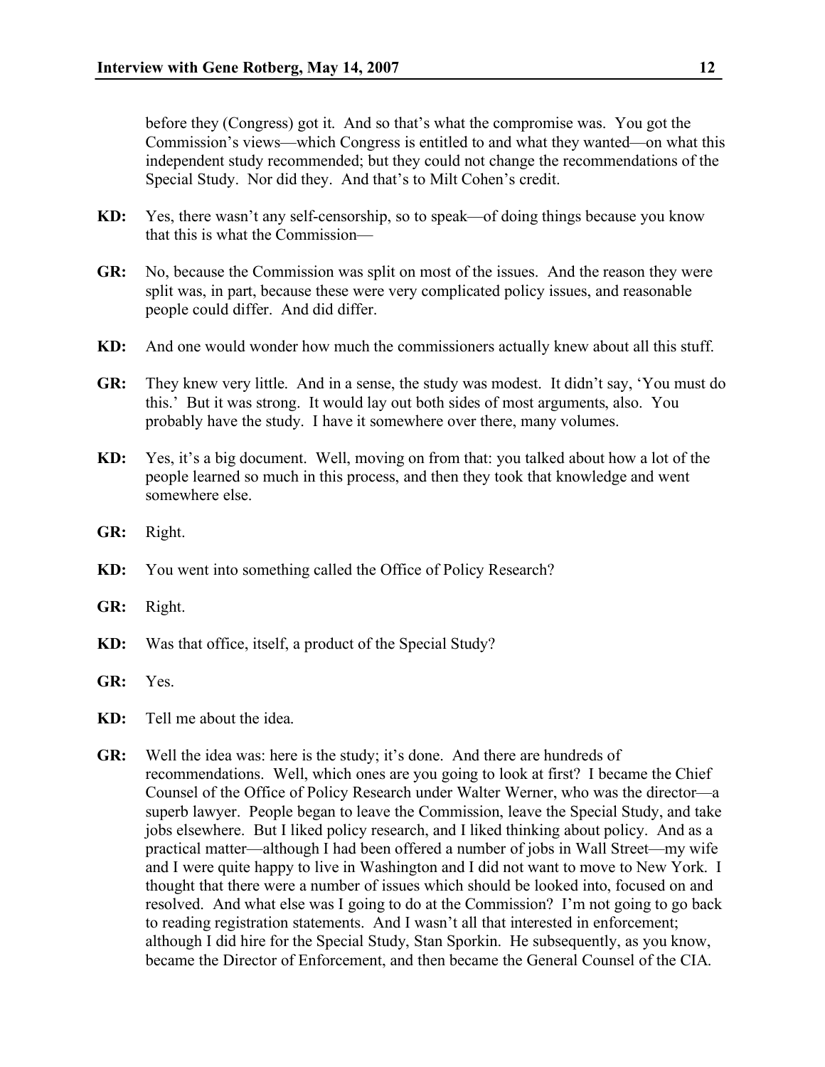before they (Congress) got it. And so that's what the compromise was. You got the Commission's views—which Congress is entitled to and what they wanted—on what this independent study recommended; but they could not change the recommendations of the Special Study. Nor did they. And that's to Milt Cohen's credit.

**KD:** Yes, there wasn't any self-censorship, so to speak—of doing things because you know that this is what the Commission—

**GR:** No, because the Commission was split on most of the issues. And the reason they were split was, in part, because these were very complicated policy issues, and reasonable people could differ. And did differ.

**KD:** And one would wonder how much the commissioners actually knew about all this stuff.

**GR:** They knew very little. And in a sense, the study was modest. It didn't say, 'You must do this.' But it was strong. It would lay out both sides of most arguments, also. You probably have the study. I have it somewhere over there, many volumes.

**KD:** Yes, it's a big document. Well, moving on from that: you talked about how a lot of the people learned so much in this process, and then they took that knowledge and went somewhere else.

**GR:** Right.

**KD:** You went into something called the Office of Policy Research?

**GR:** Right.

**KD:** Was that office, itself, a product of the Special Study?

**GR:** Yes.

**KD:** Tell me about the idea.

**GR:** Well the idea was: here is the study; it's done. And there are hundreds of recommendations. Well, which ones are you going to look at first? I became the Chief Counsel of the Office of Policy Research under Walter Werner, who was the director—a superb lawyer. People began to leave the Commission, leave the Special Study, and take jobs elsewhere. But I liked policy research, and I liked thinking about policy. And as a practical matter—although I had been offered a number of jobs in Wall Street—my wife and I were quite happy to live in Washington and I did not want to move to New York. I thought that there were a number of issues which should be looked into, focused on and resolved. And what else was I going to do at the Commission? I'm not going to go back to reading registration statements. And I wasn't all that interested in enforcement; although I did hire for the Special Study, Stan Sporkin. He subsequently, as you know, became the Director of Enforcement, and then became the General Counsel of the CIA.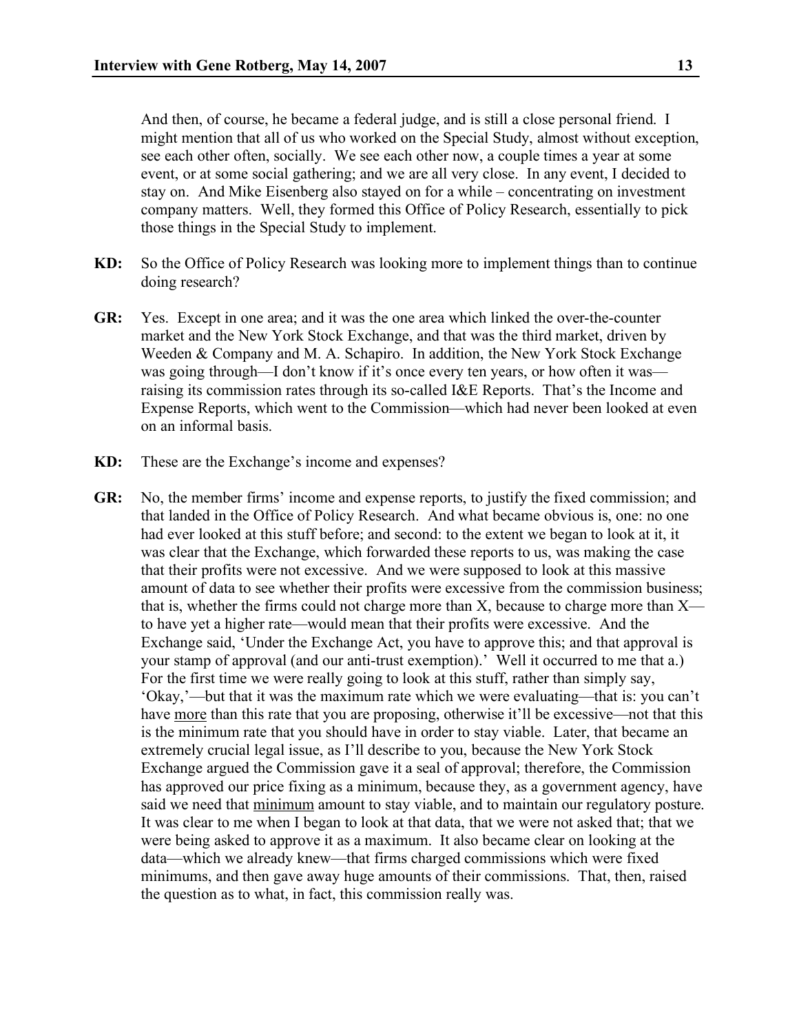And then, of course, he became a federal judge, and is still a close personal friend. I might mention that all of us who worked on the Special Study, almost without exception, see each other often, socially. We see each other now, a couple times a year at some event, or at some social gathering; and we are all very close. In any event, I decided to stay on. And Mike Eisenberg also stayed on for a while – concentrating on investment company matters. Well, they formed this Office of Policy Research, essentially to pick those things in the Special Study to implement.

**KD:** So the Office of Policy Research was looking more to implement things than to continue doing research?

**GR:** Yes. Except in one area; and it was the one area which linked the over-the-counter market and the New York Stock Exchange, and that was the third market, driven by Weeden & Company and M. A. Schapiro. In addition, the New York Stock Exchange was going through—I don't know if it's once every ten years, or how often it was—raising its commission rates through its so-called I&E Reports. That's the Income and Expense Reports, which went to the Commission—which had never been looked at even on an informal basis.

**KD:** These are the Exchange's income and expenses?

**GR:** No, the member firms' income and expense reports, to justify the fixed commission; and that landed in the Office of Policy Research. And what became obvious is, one: no one had ever looked at this stuff before; and second: to the extent we began to look at it, it was clear that the Exchange, which forwarded these reports to us, was making the case that their profits were not excessive. And we were supposed to look at this massive amount of data to see whether their profits were excessive from the commission business; that is, whether the firms could not charge more than X, because to charge more than X—to have yet a higher rate—would mean that their profits were excessive. And the Exchange said, 'Under the Exchange Act, you have to approve this; and that approval is your stamp of approval (and our anti-trust exemption).' Well it occurred to me that a.) For the first time we were really going to look at this stuff, rather than simply say, 'Okay,'—but that it was the maximum rate which we were evaluating—that is: you can't have <u>more</u> than this rate that you are proposing, otherwise it'll be excessive—not that this is the minimum rate that you should have in order to stay viable. Later, that became an extremely crucial legal issue, as I'll describe to you, because the New York Stock Exchange argued the Commission gave it a seal of approval; therefore, the Commission has approved our price fixing as a minimum, because they, as a government agency, have said we need that <u>minimum</u> amount to stay viable, and to maintain our regulatory posture. It was clear to me when I began to look at that data, that we were not asked that; that we were being asked to approve it as a maximum. It also became clear on looking at the data—which we already knew—that firms charged commissions which were fixed minimums, and then gave away huge amounts of their commissions. That, then, raised the question as to what, in fact, this commission really was.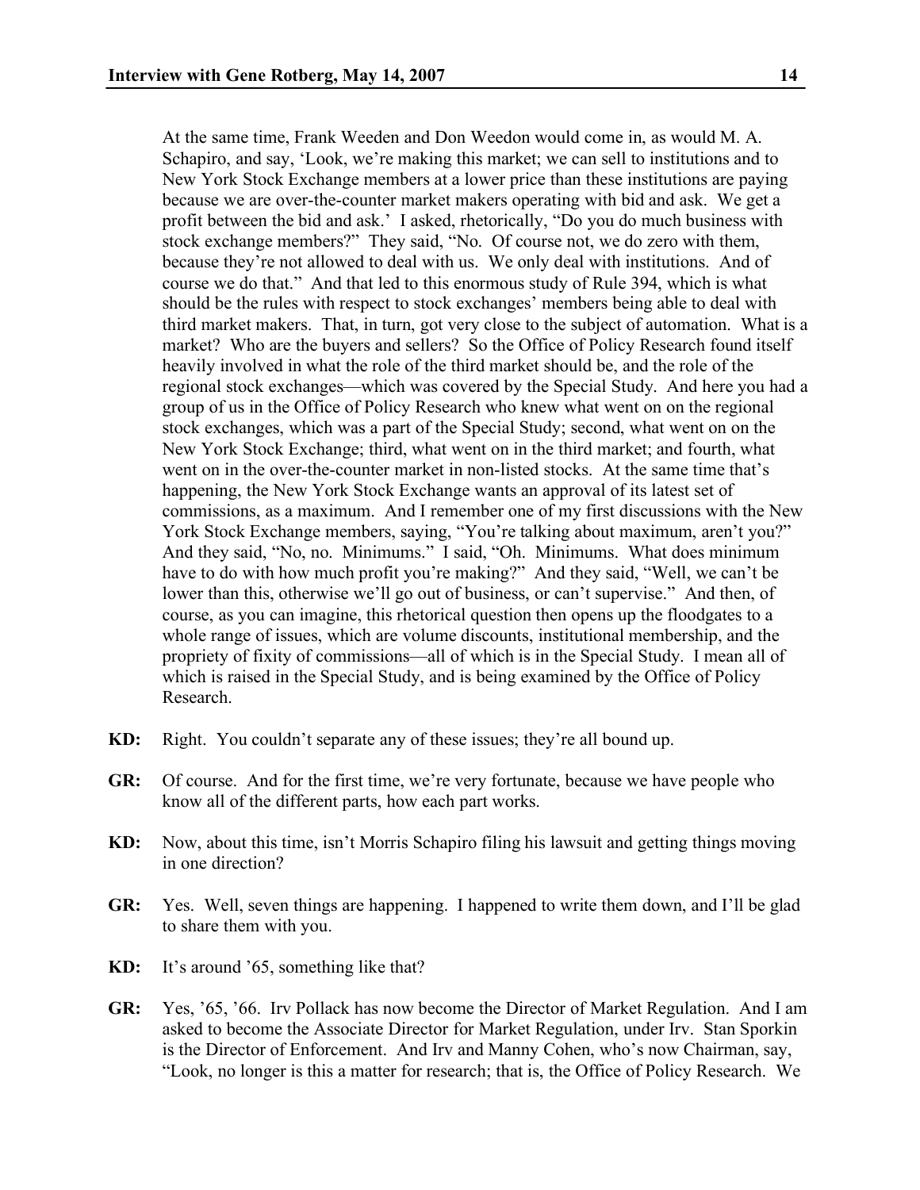At the same time, Frank Weeden and Don Weedon would come in, as would M. A. Schapiro, and say, 'Look, we're making this market; we can sell to institutions and to New York Stock Exchange members at a lower price than these institutions are paying because we are over-the-counter market makers operating with bid and ask. We get a profit between the bid and ask.' I asked, rhetorically, "Do you do much business with stock exchange members?" They said, "No. Of course not, we do zero with them, because they're not allowed to deal with us. We only deal with institutions. And of course we do that." And that led to this enormous study of Rule 394, which is what should be the rules with respect to stock exchanges' members being able to deal with third market makers. That, in turn, got very close to the subject of automation. What is a market? Who are the buyers and sellers? So the Office of Policy Research found itself heavily involved in what the role of the third market should be, and the role of the regional stock exchanges—which was covered by the Special Study. And here you had a group of us in the Office of Policy Research who knew what went on on the regional stock exchanges, which was a part of the Special Study; second, what went on on the New York Stock Exchange; third, what went on in the third market; and fourth, what went on in the over-the-counter market in non-listed stocks. At the same time that's happening, the New York Stock Exchange wants an approval of its latest set of commissions, as a maximum. And I remember one of my first discussions with the New York Stock Exchange members, saying, "You're talking about maximum, aren't you?" And they said, "No, no. Minimums." I said, "Oh. Minimums. What does minimum have to do with how much profit you're making?" And they said, "Well, we can't be lower than this, otherwise we'll go out of business, or can't supervise." And then, of course, as you can imagine, this rhetorical question then opens up the floodgates to a whole range of issues, which are volume discounts, institutional membership, and the propriety of fixity of commissions—all of which is in the Special Study. I mean all of which is raised in the Special Study, and is being examined by the Office of Policy Research.

**KD:** Right. You couldn't separate any of these issues; they're all bound up.

**GR:** Of course. And for the first time, we're very fortunate, because we have people who know all of the different parts, how each part works.

**KD:** Now, about this time, isn't Morris Schapiro filing his lawsuit and getting things moving in one direction?

**GR:** Yes. Well, seven things are happening. I happened to write them down, and I'll be glad to share them with you.

**KD:** It's around '65, something like that?

**GR:** Yes, '65, '66. Irv Pollack has now become the Director of Market Regulation. And I am asked to become the Associate Director for Market Regulation, under Irv. Stan Sporkin is the Director of Enforcement. And Irv and Manny Cohen, who's now Chairman, say, "Look, no longer is this a matter for research; that is, the Office of Policy Research. We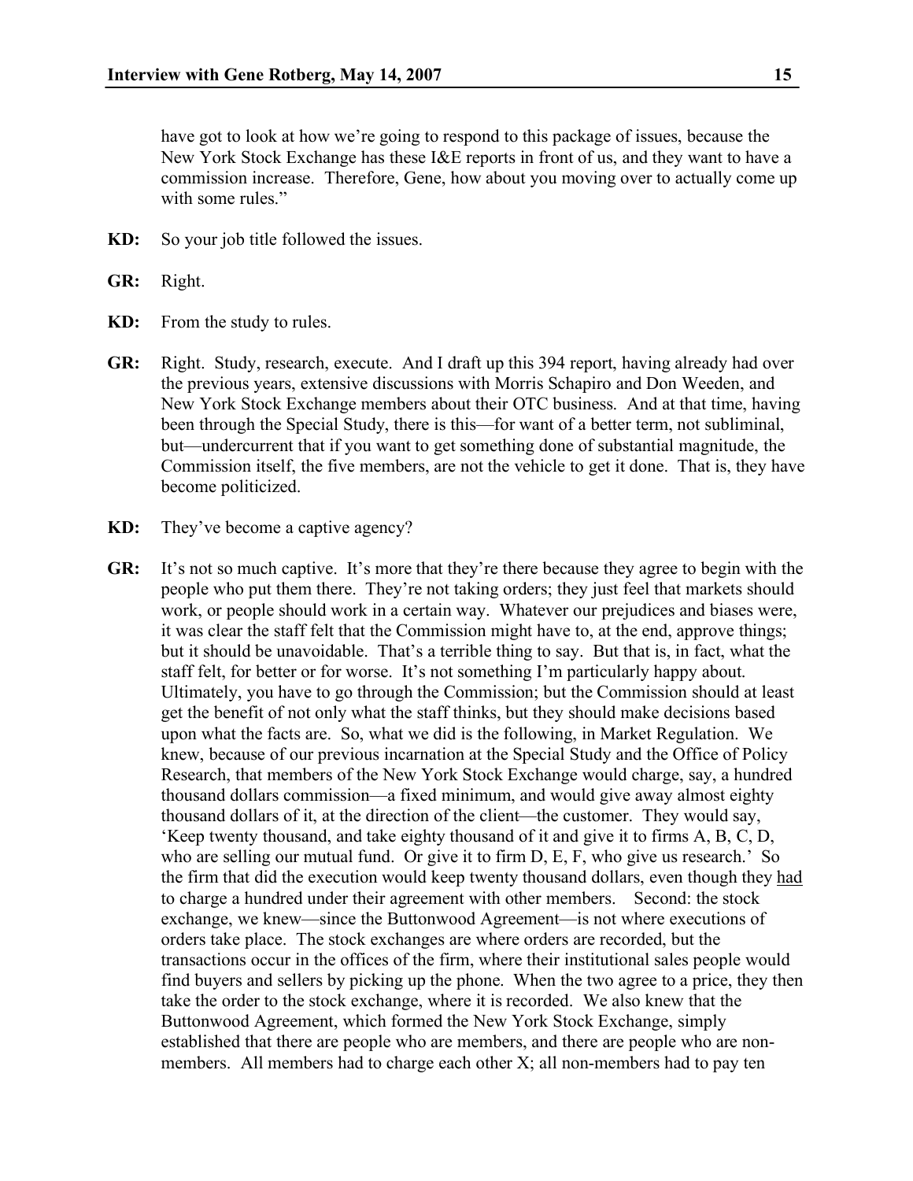have got to look at how we're going to respond to this package of issues, because the New York Stock Exchange has these I&E reports in front of us, and they want to have a commission increase. Therefore, Gene, how about you moving over to actually come up with some rules."

**KD:** So your job title followed the issues.

**GR:** Right.

**KD:** From the study to rules.

**GR:** Right. Study, research, execute. And I draft up this 394 report, having already had over the previous years, extensive discussions with Morris Schapiro and Don Weeden, and New York Stock Exchange members about their OTC business. And at that time, having been through the Special Study, there is this—for want of a better term, not subliminal, but—undercurrent that if you want to get something done of substantial magnitude, the Commission itself, the five members, are not the vehicle to get it done. That is, they have become politicized.

**KD:** They've become a captive agency?

**GR:** It's not so much captive. It's more that they're there because they agree to begin with the people who put them there. They're not taking orders; they just feel that markets should work, or people should work in a certain way. Whatever our prejudices and biases were, it was clear the staff felt that the Commission might have to, at the end, approve things; but it should be unavoidable. That's a terrible thing to say. But that is, in fact, what the staff felt, for better or for worse. It's not something I'm particularly happy about. Ultimately, you have to go through the Commission; but the Commission should at least get the benefit of not only what the staff thinks, but they should make decisions based upon what the facts are. So, what we did is the following, in Market Regulation. We knew, because of our previous incarnation at the Special Study and the Office of Policy Research, that members of the New York Stock Exchange would charge, say, a hundred thousand dollars commission—a fixed minimum, and would give away almost eighty thousand dollars of it, at the direction of the client—the customer. They would say, 'Keep twenty thousand, and take eighty thousand of it and give it to firms A, B, C, D, who are selling our mutual fund. Or give it to firm D, E, F, who give us research.' So the firm that did the execution would keep twenty thousand dollars, even though they <u>had</u> to charge a hundred under their agreement with other members. Second: the stock exchange, we knew—since the Buttonwood Agreement—is not where executions of orders take place. The stock exchanges are where orders are recorded, but the transactions occur in the offices of the firm, where their institutional sales people would find buyers and sellers by picking up the phone. When the two agree to a price, they then take the order to the stock exchange, where it is recorded. We also knew that the Buttonwood Agreement, which formed the New York Stock Exchange, simply established that there are people who are members, and there are people who are non-members. All members had to charge each other X; all non-members had to pay ten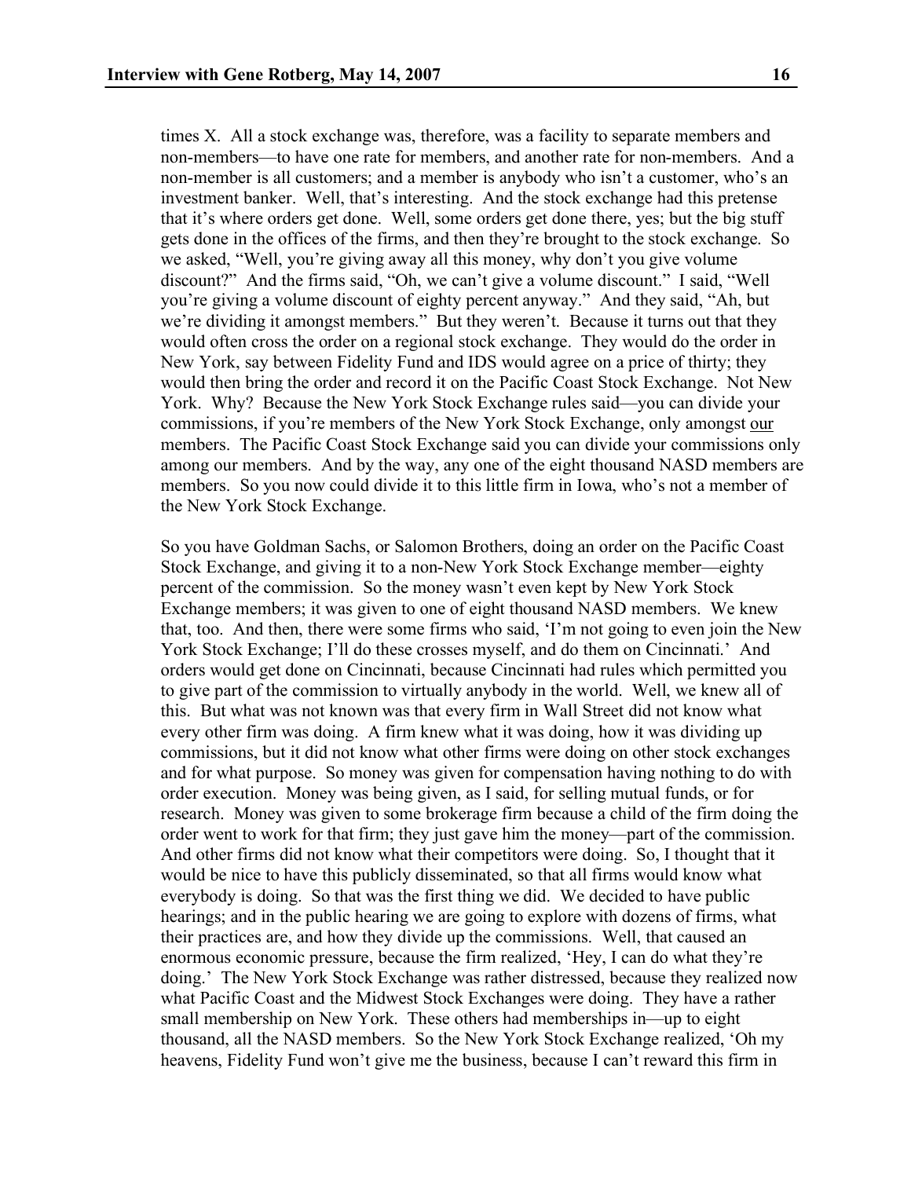times X. All a stock exchange was, therefore, was a facility to separate members and non-members—to have one rate for members, and another rate for non-members. And a non-member is all customers; and a member is anybody who isn't a customer, who's an investment banker. Well, that's interesting. And the stock exchange had this pretense that it's where orders get done. Well, some orders get done there, yes; but the big stuff gets done in the offices of the firms, and then they're brought to the stock exchange. So we asked, "Well, you're giving away all this money, why don't you give volume discount?" And the firms said, "Oh, we can't give a volume discount." I said, "Well you're giving a volume discount of eighty percent anyway." And they said, "Ah, but we're dividing it amongst members." But they weren't. Because it turns out that they would often cross the order on a regional stock exchange. They would do the order in New York, say between Fidelity Fund and IDS would agree on a price of thirty; they would then bring the order and record it on the Pacific Coast Stock Exchange. Not New York. Why? Because the New York Stock Exchange rules said—you can divide your commissions, if you're members of the New York Stock Exchange, only amongst <u>our</u> members. The Pacific Coast Stock Exchange said you can divide your commissions only among our members. And by the way, any one of the eight thousand NASD members are members. So you now could divide it to this little firm in Iowa, who's not a member of the New York Stock Exchange.

So you have Goldman Sachs, or Salomon Brothers, doing an order on the Pacific Coast Stock Exchange, and giving it to a non-New York Stock Exchange member—eighty percent of the commission. So the money wasn't even kept by New York Stock Exchange members; it was given to one of eight thousand NASD members. We knew that, too. And then, there were some firms who said, 'I'm not going to even join the New York Stock Exchange; I'll do these crosses myself, and do them on Cincinnati.' And orders would get done on Cincinnati, because Cincinnati had rules which permitted you to give part of the commission to virtually anybody in the world. Well, we knew all of this. But what was not known was that every firm in Wall Street did not know what every other firm was doing. A firm knew what it was doing, how it was dividing up commissions, but it did not know what other firms were doing on other stock exchanges and for what purpose. So money was given for compensation having nothing to do with order execution. Money was being given, as I said, for selling mutual funds, or for research. Money was given to some brokerage firm because a child of the firm doing the order went to work for that firm; they just gave him the money—part of the commission. And other firms did not know what their competitors were doing. So, I thought that it would be nice to have this publicly disseminated, so that all firms would know what everybody is doing. So that was the first thing we did. We decided to have public hearings; and in the public hearing we are going to explore with dozens of firms, what their practices are, and how they divide up the commissions. Well, that caused an enormous economic pressure, because the firm realized, 'Hey, I can do what they're doing.' The New York Stock Exchange was rather distressed, because they realized now what Pacific Coast and the Midwest Stock Exchanges were doing. They have a rather small membership on New York. These others had memberships in—up to eight thousand, all the NASD members. So the New York Stock Exchange realized, 'Oh my heavens, Fidelity Fund won't give me the business, because I can't reward this firm in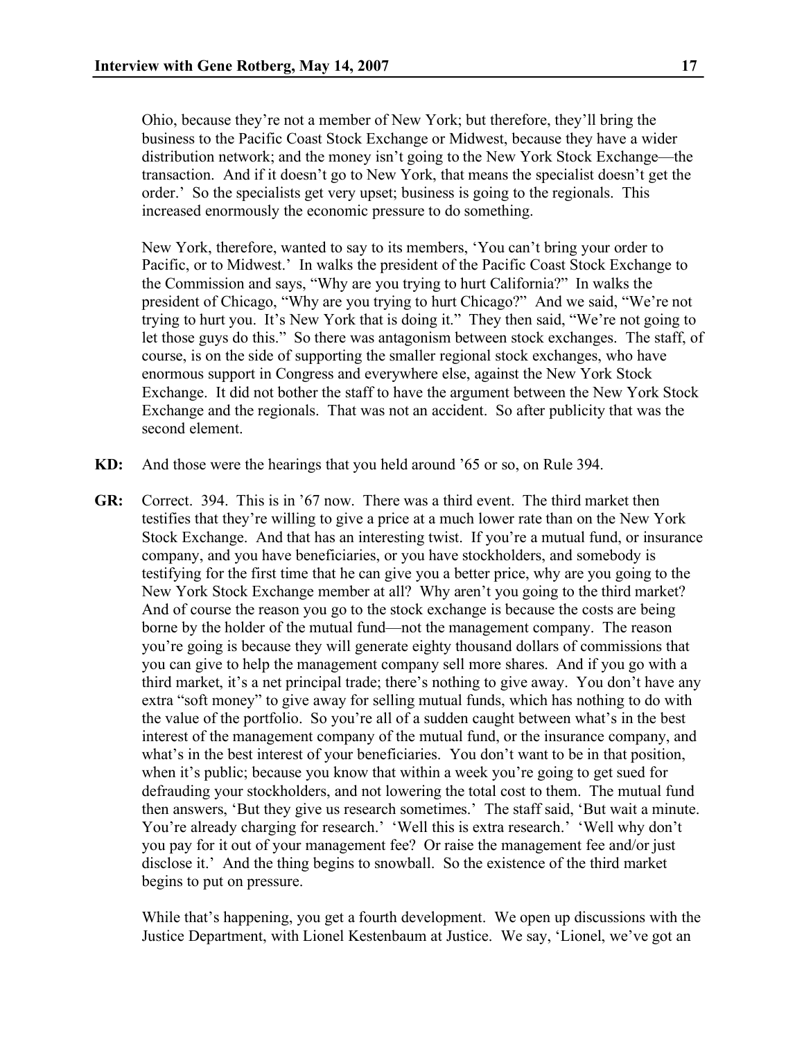Ohio, because they're not a member of New York; but therefore, they'll bring the business to the Pacific Coast Stock Exchange or Midwest, because they have a wider distribution network; and the money isn't going to the New York Stock Exchange—the transaction. And if it doesn't go to New York, that means the specialist doesn't get the order.' So the specialists get very upset; business is going to the regionals. This increased enormously the economic pressure to do something.

New York, therefore, wanted to say to its members, 'You can't bring your order to Pacific, or to Midwest.' In walks the president of the Pacific Coast Stock Exchange to the Commission and says, "Why are you trying to hurt California?" In walks the president of Chicago, "Why are you trying to hurt Chicago?" And we said, "We're not trying to hurt you. It's New York that is doing it." They then said, "We're not going to let those guys do this." So there was antagonism between stock exchanges. The staff, of course, is on the side of supporting the smaller regional stock exchanges, who have enormous support in Congress and everywhere else, against the New York Stock Exchange. It did not bother the staff to have the argument between the New York Stock Exchange and the regionals. That was not an accident. So after publicity that was the second element.

**KD:** And those were the hearings that you held around '65 or so, on Rule 394.

**GR:** Correct. 394. This is in '67 now. There was a third event. The third market then testifies that they're willing to give a price at a much lower rate than on the New York Stock Exchange. And that has an interesting twist. If you're a mutual fund, or insurance company, and you have beneficiaries, or you have stockholders, and somebody is testifying for the first time that he can give you a better price, why are you going to the New York Stock Exchange member at all? Why aren't you going to the third market? And of course the reason you go to the stock exchange is because the costs are being borne by the holder of the mutual fund—not the management company. The reason you're going is because they will generate eighty thousand dollars of commissions that you can give to help the management company sell more shares. And if you go with a third market, it's a net principal trade; there's nothing to give away. You don't have any extra "soft money" to give away for selling mutual funds, which has nothing to do with the value of the portfolio. So you're all of a sudden caught between what's in the best interest of the management company of the mutual fund, or the insurance company, and what's in the best interest of your beneficiaries. You don't want to be in that position, when it's public; because you know that within a week you're going to get sued for defrauding your stockholders, and not lowering the total cost to them. The mutual fund then answers, 'But they give us research sometimes.' The staff said, 'But wait a minute. You're already charging for research.' 'Well this is extra research.' 'Well why don't you pay for it out of your management fee? Or raise the management fee and/or just disclose it.' And the thing begins to snowball. So the existence of the third market begins to put on pressure.

While that's happening, you get a fourth development. We open up discussions with the Justice Department, with Lionel Kestenbaum at Justice. We say, 'Lionel, we've got an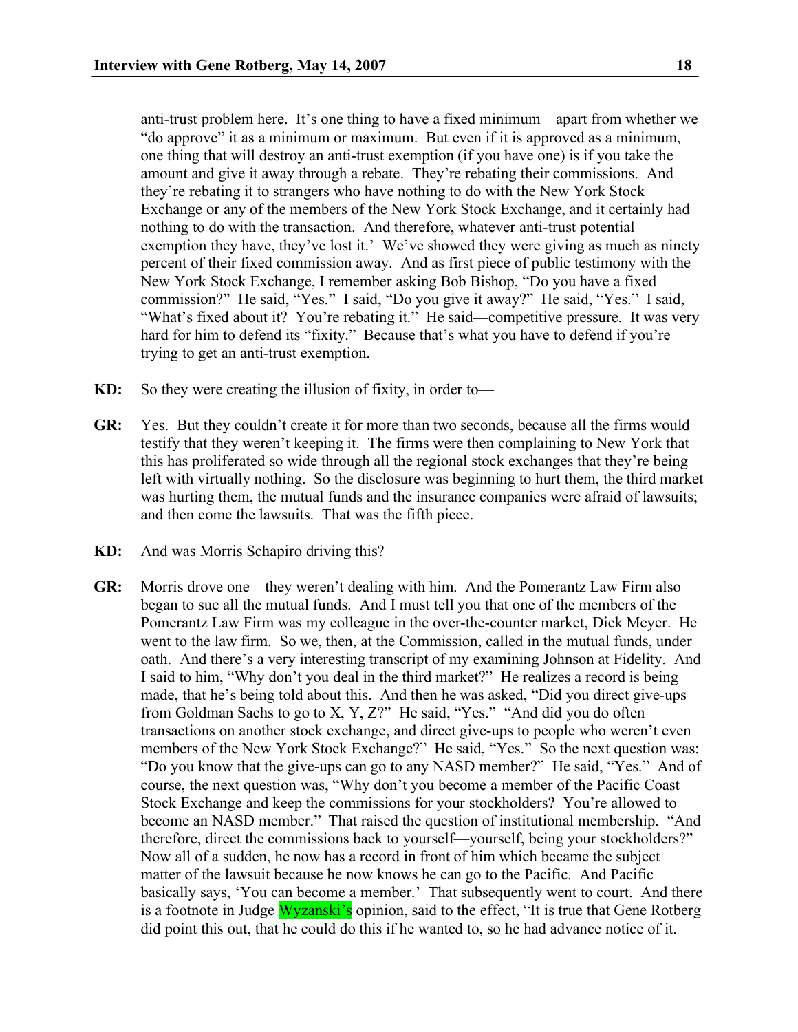anti-trust problem here. It's one thing to have a fixed minimum—apart from whether we "do approve" it as a minimum or maximum. But even if it is approved as a minimum, one thing that will destroy an anti-trust exemption (if you have one) is if you take the amount and give it away through a rebate. They're rebating their commissions. And they're rebating it to strangers who have nothing to do with the New York Stock Exchange or any of the members of the New York Stock Exchange, and it certainly had nothing to do with the transaction. And therefore, whatever anti-trust potential exemption they have, they've lost it.' We've showed they were giving as much as ninety percent of their fixed commission away. And as first piece of public testimony with the New York Stock Exchange, I remember asking Bob Bishop, "Do you have a fixed commission?" He said, "Yes." I said, "Do you give it away?" He said, "Yes." I said, "What's fixed about it? You're rebating it." He said—competitive pressure. It was very hard for him to defend its "fixity." Because that's what you have to defend if you're trying to get an anti-trust exemption.

**KD:** So they were creating the illusion of fixity, in order to—

**GR:** Yes. But they couldn't create it for more than two seconds, because all the firms would testify that they weren't keeping it. The firms were then complaining to New York that this has proliferated so wide through all the regional stock exchanges that they're being left with virtually nothing. So the disclosure was beginning to hurt them, the third market was hurting them, the mutual funds and the insurance companies were afraid of lawsuits; and then come the lawsuits. That was the fifth piece.

**KD:** And was Morris Schapiro driving this?

**GR:** Morris drove one—they weren't dealing with him. And the Pomerantz Law Firm also began to sue all the mutual funds. And I must tell you that one of the members of the Pomerantz Law Firm was my colleague in the over-the-counter market, Dick Meyer. He went to the law firm. So we, then, at the Commission, called in the mutual funds, under oath. And there's a very interesting transcript of my examining Johnson at Fidelity. And I said to him, "Why don't you deal in the third market?" He realizes a record is being made, that he's being told about this. And then he was asked, "Did you direct give-ups from Goldman Sachs to go to X, Y, Z?" He said, "Yes." "And did you do often transactions on another stock exchange, and direct give-ups to people who weren't even members of the New York Stock Exchange?" He said, "Yes." So the next question was: "Do you know that the give-ups can go to any NASD member?" He said, "Yes." And of course, the next question was, "Why don't you become a member of the Pacific Coast Stock Exchange and keep the commissions for your stockholders? You're allowed to become an NASD member." That raised the question of institutional membership. "And therefore, direct the commissions back to yourself—yourself, being your stockholders?" Now all of a sudden, he now has a record in front of him which became the subject matter of the lawsuit because he now knows he can go to the Pacific. And Pacific basically says, 'You can become a member.' That subsequently went to court. And there is a footnote in Judge Wyzanski's opinion, said to the effect, "It is true that Gene Rotberg did point this out, that he could do this if he wanted to, so he had advance notice of it.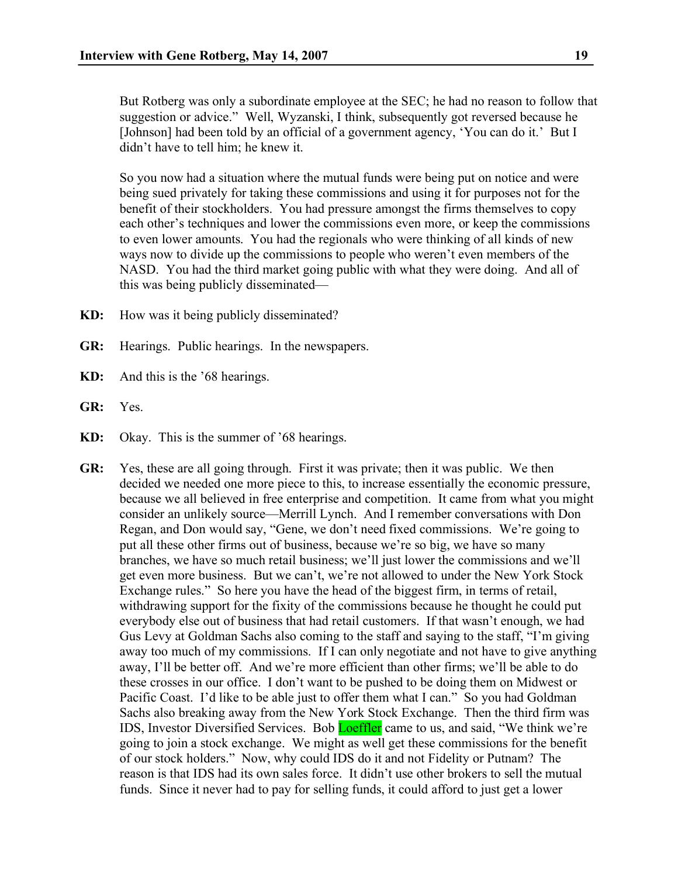But Rotberg was only a subordinate employee at the SEC; he had no reason to follow that suggestion or advice." Well, Wyzanski, I think, subsequently got reversed because he [Johnson] had been told by an official of a government agency, 'You can do it.' But I didn't have to tell him; he knew it.

So you now had a situation where the mutual funds were being put on notice and were being sued privately for taking these commissions and using it for purposes not for the benefit of their stockholders. You had pressure amongst the firms themselves to copy each other's techniques and lower the commissions even more, or keep the commissions to even lower amounts. You had the regionals who were thinking of all kinds of new ways now to divide up the commissions to people who weren't even members of the NASD. You had the third market going public with what they were doing. And all of this was being publicly disseminated—

**KD:** How was it being publicly disseminated?

**GR:** Hearings. Public hearings. In the newspapers.

**KD:** And this is the '68 hearings.

**GR:** Yes.

**KD:** Okay. This is the summer of '68 hearings.

**GR:** Yes, these are all going through. First it was private; then it was public. We then decided we needed one more piece to this, to increase essentially the economic pressure, because we all believed in free enterprise and competition. It came from what you might consider an unlikely source—Merrill Lynch. And I remember conversations with Don Regan, and Don would say, "Gene, we don't need fixed commissions. We're going to put all these other firms out of business, because we're so big, we have so many branches, we have so much retail business; we'll just lower the commissions and we'll get even more business. But we can't, we're not allowed to under the New York Stock Exchange rules." So here you have the head of the biggest firm, in terms of retail, withdrawing support for the fixity of the commissions because he thought he could put everybody else out of business that had retail customers. If that wasn't enough, we had Gus Levy at Goldman Sachs also coming to the staff and saying to the staff, "I'm giving away too much of my commissions. If I can only negotiate and not have to give anything away, I'll be better off. And we're more efficient than other firms; we'll be able to do these crosses in our office. I don't want to be pushed to be doing them on Midwest or Pacific Coast. I'd like to be able just to offer them what I can." So you had Goldman Sachs also breaking away from the New York Stock Exchange. Then the third firm was IDS, Investor Diversified Services. Bob Loeffler came to us, and said, "We think we're going to join a stock exchange. We might as well get these commissions for the benefit of our stock holders." Now, why could IDS do it and not Fidelity or Putnam? The reason is that IDS had its own sales force. It didn't use other brokers to sell the mutual funds. Since it never had to pay for selling funds, it could afford to just get a lower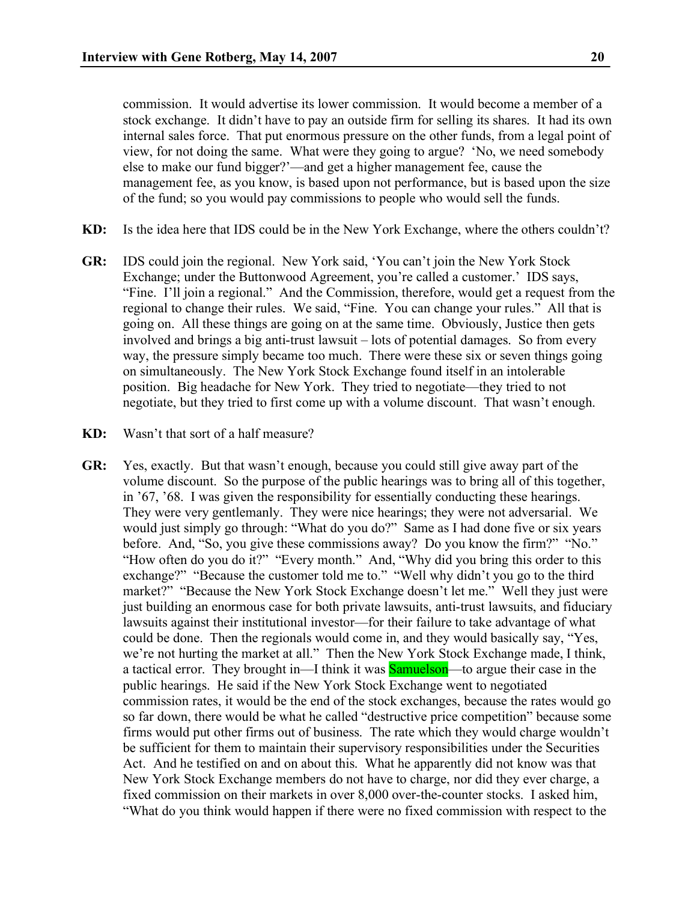commission. It would advertise its lower commission. It would become a member of a stock exchange. It didn't have to pay an outside firm for selling its shares. It had its own internal sales force. That put enormous pressure on the other funds, from a legal point of view, for not doing the same. What were they going to argue? 'No, we need somebody else to make our fund bigger?'—and get a higher management fee, cause the management fee, as you know, is based upon not performance, but is based upon the size of the fund; so you would pay commissions to people who would sell the funds.

**KD:** Is the idea here that IDS could be in the New York Exchange, where the others couldn't?

**GR:** IDS could join the regional. New York said, 'You can't join the New York Stock Exchange; under the Buttonwood Agreement, you're called a customer.' IDS says, "Fine. I'll join a regional." And the Commission, therefore, would get a request from the regional to change their rules. We said, "Fine. You can change your rules." All that is going on. All these things are going on at the same time. Obviously, Justice then gets involved and brings a big anti-trust lawsuit – lots of potential damages. So from every way, the pressure simply became too much. There were these six or seven things going on simultaneously. The New York Stock Exchange found itself in an intolerable position. Big headache for New York. They tried to negotiate—they tried to not negotiate, but they tried to first come up with a volume discount. That wasn't enough.

**KD:** Wasn't that sort of a half measure?

**GR:** Yes, exactly. But that wasn't enough, because you could still give away part of the volume discount. So the purpose of the public hearings was to bring all of this together, in '67, '68. I was given the responsibility for essentially conducting these hearings. They were very gentlemanly. They were nice hearings; they were not adversarial. We would just simply go through: "What do you do?" Same as I had done five or six years before. And, "So, you give these commissions away? Do you know the firm?" "No." "How often do you do it?" "Every month." And, "Why did you bring this order to this exchange?" "Because the customer told me to." "Well why didn't you go to the third market?" "Because the New York Stock Exchange doesn't let me." Well they just were just building an enormous case for both private lawsuits, anti-trust lawsuits, and fiduciary lawsuits against their institutional investor—for their failure to take advantage of what could be done. Then the regionals would come in, and they would basically say, "Yes, we're not hurting the market at all." Then the New York Stock Exchange made, I think, a tactical error. They brought in—I think it was Samuelson—to argue their case in the public hearings. He said if the New York Stock Exchange went to negotiated commission rates, it would be the end of the stock exchanges, because the rates would go so far down, there would be what he called "destructive price competition" because some firms would put other firms out of business. The rate which they would charge wouldn't be sufficient for them to maintain their supervisory responsibilities under the Securities Act. And he testified on and on about this. What he apparently did not know was that New York Stock Exchange members do not have to charge, nor did they ever charge, a fixed commission on their markets in over 8,000 over-the-counter stocks. I asked him, "What do you think would happen if there were no fixed commission with respect to the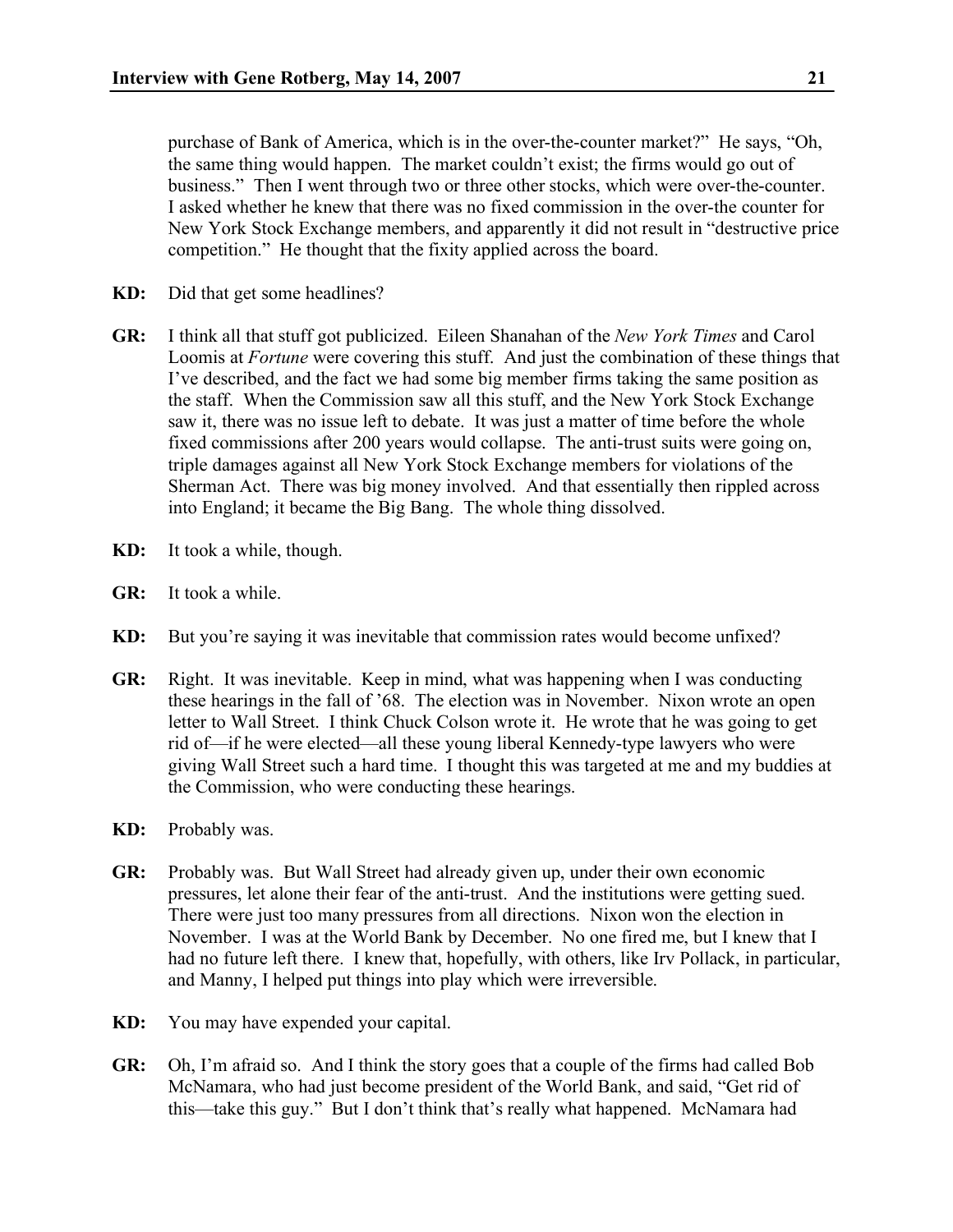purchase of Bank of America, which is in the over-the-counter market?" He says, "Oh, the same thing would happen. The market couldn't exist; the firms would go out of business." Then I went through two or three other stocks, which were over-the-counter. I asked whether he knew that there was no fixed commission in the over-the counter for New York Stock Exchange members, and apparently it did not result in "destructive price competition." He thought that the fixity applied across the board.

**KD:** Did that get some headlines?

**GR:** I think all that stuff got publicized. Eileen Shanahan of the *New York Times* and Carol Loomis at *Fortune* were covering this stuff. And just the combination of these things that I've described, and the fact we had some big member firms taking the same position as the staff. When the Commission saw all this stuff, and the New York Stock Exchange saw it, there was no issue left to debate. It was just a matter of time before the whole fixed commissions after 200 years would collapse. The anti-trust suits were going on, triple damages against all New York Stock Exchange members for violations of the Sherman Act. There was big money involved. And that essentially then rippled across into England; it became the Big Bang. The whole thing dissolved.

**KD:** It took a while, though.

**GR:** It took a while.

**KD:** But you're saying it was inevitable that commission rates would become unfixed?

**GR:** Right. It was inevitable. Keep in mind, what was happening when I was conducting these hearings in the fall of '68. The election was in November. Nixon wrote an open letter to Wall Street. I think Chuck Colson wrote it. He wrote that he was going to get rid of—if he were elected—all these young liberal Kennedy-type lawyers who were giving Wall Street such a hard time. I thought this was targeted at me and my buddies at the Commission, who were conducting these hearings.

**KD:** Probably was.

**GR:** Probably was. But Wall Street had already given up, under their own economic pressures, let alone their fear of the anti-trust. And the institutions were getting sued. There were just too many pressures from all directions. Nixon won the election in November. I was at the World Bank by December. No one fired me, but I knew that I had no future left there. I knew that, hopefully, with others, like Irv Pollack, in particular, and Manny, I helped put things into play which were irreversible.

**KD:** You may have expended your capital.

**GR:** Oh, I'm afraid so. And I think the story goes that a couple of the firms had called Bob McNamara, who had just become president of the World Bank, and said, "Get rid of this—take this guy." But I don't think that's really what happened. McNamara had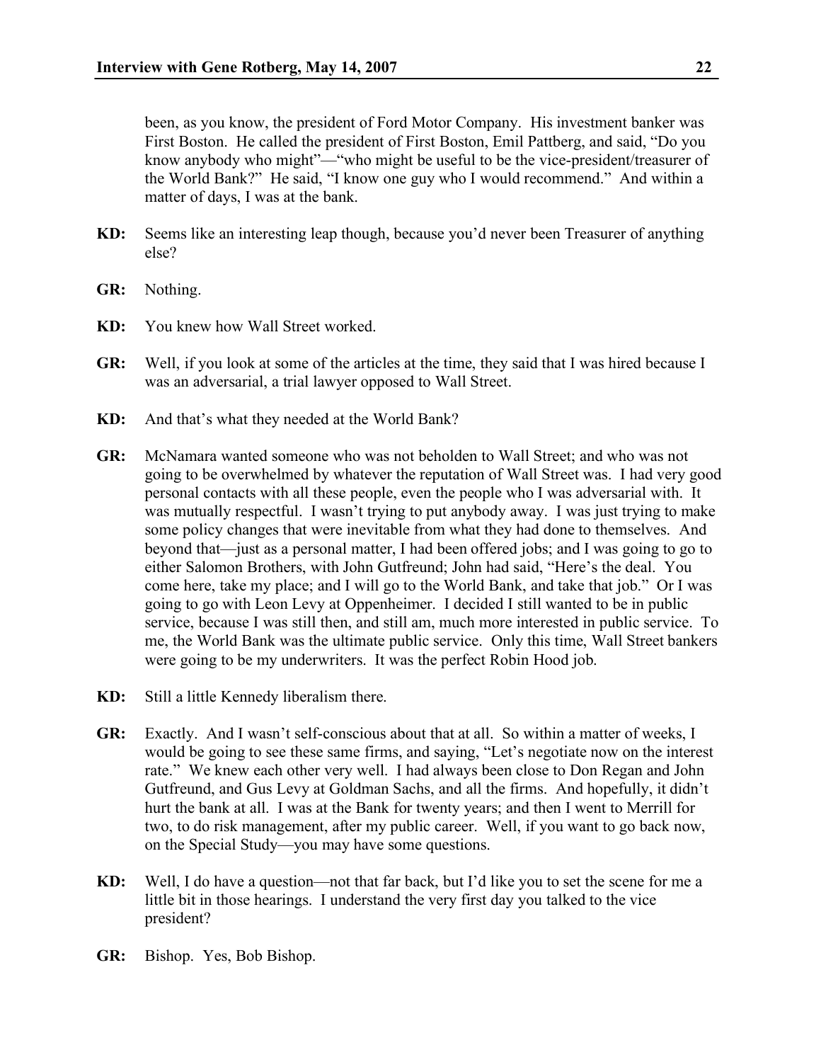been, as you know, the president of Ford Motor Company. His investment banker was First Boston. He called the president of First Boston, Emil Pattberg, and said, "Do you know anybody who might"—"who might be useful to be the vice-president/treasurer of the World Bank?" He said, "I know one guy who I would recommend." And within a matter of days, I was at the bank.

**KD:** Seems like an interesting leap though, because you'd never been Treasurer of anything else?

**GR:** Nothing.

**KD:** You knew how Wall Street worked.

**GR:** Well, if you look at some of the articles at the time, they said that I was hired because I was an adversarial, a trial lawyer opposed to Wall Street.

**KD:** And that's what they needed at the World Bank?

**GR:** McNamara wanted someone who was not beholden to Wall Street; and who was not going to be overwhelmed by whatever the reputation of Wall Street was. I had very good personal contacts with all these people, even the people who I was adversarial with. It was mutually respectful. I wasn't trying to put anybody away. I was just trying to make some policy changes that were inevitable from what they had done to themselves. And beyond that—just as a personal matter, I had been offered jobs; and I was going to go to either Salomon Brothers, with John Gutfreund; John had said, "Here's the deal. You come here, take my place; and I will go to the World Bank, and take that job." Or I was going to go with Leon Levy at Oppenheimer. I decided I still wanted to be in public service, because I was still then, and still am, much more interested in public service. To me, the World Bank was the ultimate public service. Only this time, Wall Street bankers were going to be my underwriters. It was the perfect Robin Hood job.

**KD:** Still a little Kennedy liberalism there.

**GR:** Exactly. And I wasn't self-conscious about that at all. So within a matter of weeks, I would be going to see these same firms, and saying, "Let's negotiate now on the interest rate." We knew each other very well. I had always been close to Don Regan and John Gutfreund, and Gus Levy at Goldman Sachs, and all the firms. And hopefully, it didn't hurt the bank at all. I was at the Bank for twenty years; and then I went to Merrill for two, to do risk management, after my public career. Well, if you want to go back now, on the Special Study—you may have some questions.

**KD:** Well, I do have a question—not that far back, but I'd like you to set the scene for me a little bit in those hearings. I understand the very first day you talked to the vice president?

**GR:** Bishop. Yes, Bob Bishop.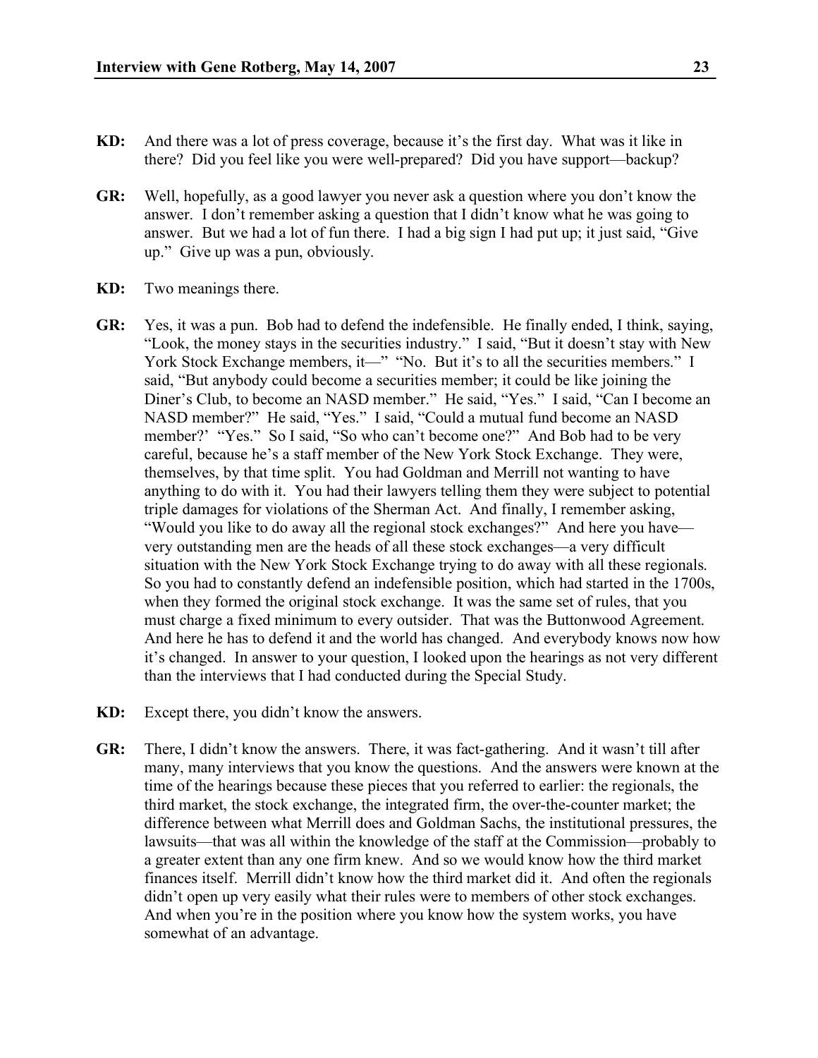**KD:** And there was a lot of press coverage, because it's the first day. What was it like in there? Did you feel like you were well-prepared? Did you have support—backup?

**GR:** Well, hopefully, as a good lawyer you never ask a question where you don't know the answer. I don't remember asking a question that I didn't know what he was going to answer. But we had a lot of fun there. I had a big sign I had put up; it just said, "Give up." Give up was a pun, obviously.

**KD:** Two meanings there.

**GR:** Yes, it was a pun. Bob had to defend the indefensible. He finally ended, I think, saying, "Look, the money stays in the securities industry." I said, "But it doesn't stay with New York Stock Exchange members, it—" "No. But it's to all the securities members." I said, "But anybody could become a securities member; it could be like joining the Diner's Club, to become an NASD member." He said, "Yes." I said, "Can I become an NASD member?" He said, "Yes." I said, "Could a mutual fund become an NASD member?' "Yes." So I said, "So who can't become one?" And Bob had to be very careful, because he's a staff member of the New York Stock Exchange. They were, themselves, by that time split. You had Goldman and Merrill not wanting to have anything to do with it. You had their lawyers telling them they were subject to potential triple damages for violations of the Sherman Act. And finally, I remember asking, "Would you like to do away all the regional stock exchanges?" And here you have—very outstanding men are the heads of all these stock exchanges—a very difficult situation with the New York Stock Exchange trying to do away with all these regionals. So you had to constantly defend an indefensible position, which had started in the 1700s, when they formed the original stock exchange. It was the same set of rules, that you must charge a fixed minimum to every outsider. That was the Buttonwood Agreement. And here he has to defend it and the world has changed. And everybody knows now how it's changed. In answer to your question, I looked upon the hearings as not very different than the interviews that I had conducted during the Special Study.

**KD:** Except there, you didn't know the answers.

**GR:** There, I didn't know the answers. There, it was fact-gathering. And it wasn't till after many, many interviews that you know the questions. And the answers were known at the time of the hearings because these pieces that you referred to earlier: the regionals, the third market, the stock exchange, the integrated firm, the over-the-counter market; the difference between what Merrill does and Goldman Sachs, the institutional pressures, the lawsuits—that was all within the knowledge of the staff at the Commission—probably to a greater extent than any one firm knew. And so we would know how the third market finances itself. Merrill didn't know how the third market did it. And often the regionals didn't open up very easily what their rules were to members of other stock exchanges. And when you're in the position where you know how the system works, you have somewhat of an advantage.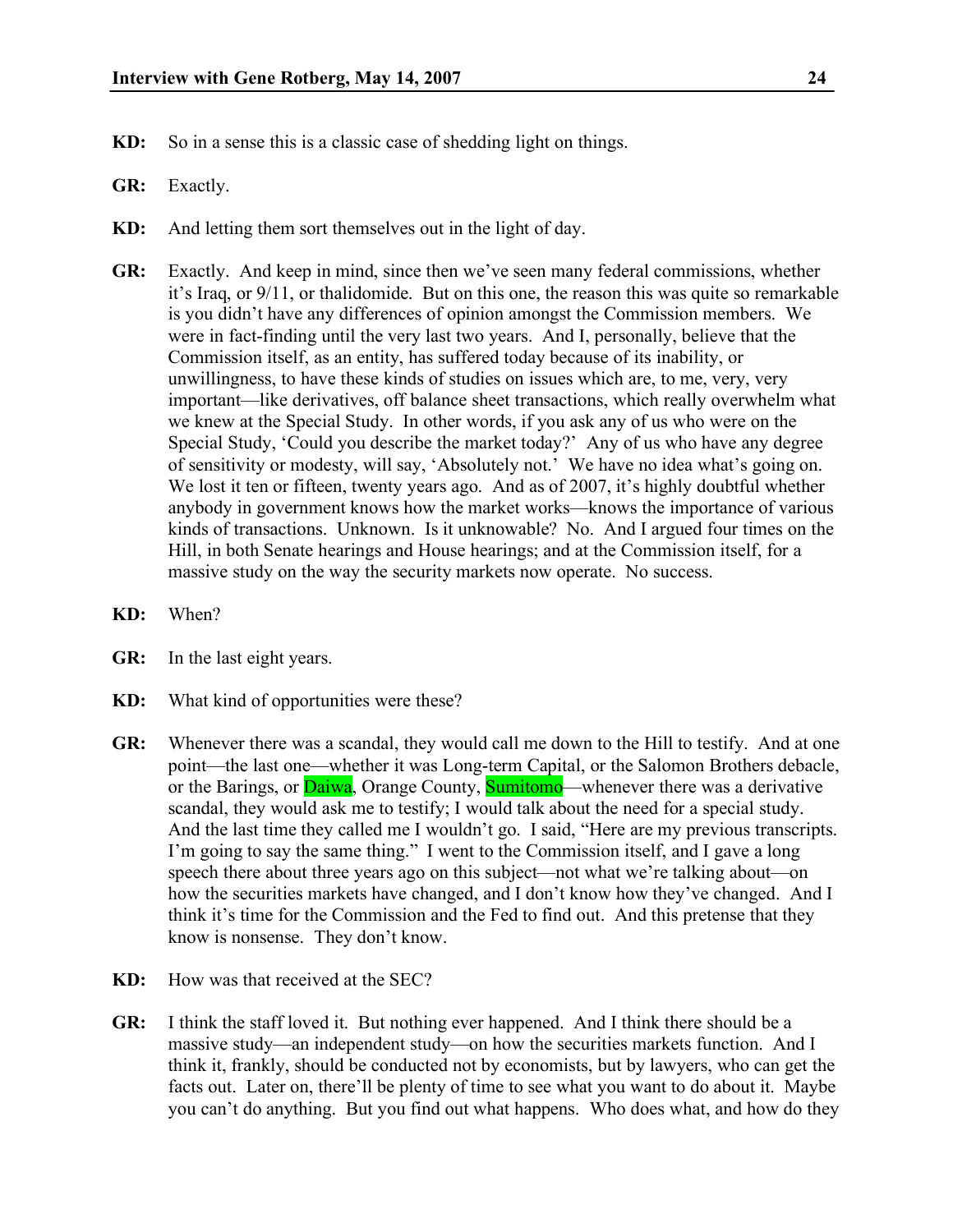**KD:** So in a sense this is a classic case of shedding light on things.

**GR:** Exactly.

**KD:** And letting them sort themselves out in the light of day.

**GR:** Exactly. And keep in mind, since then we've seen many federal commissions, whether it's Iraq, or 9/11, or thalidomide. But on this one, the reason this was quite so remarkable is you didn't have any differences of opinion amongst the Commission members. We were in fact-finding until the very last two years. And I, personally, believe that the Commission itself, as an entity, has suffered today because of its inability, or unwillingness, to have these kinds of studies on issues which are, to me, very, very important—like derivatives, off balance sheet transactions, which really overwhelm what we knew at the Special Study. In other words, if you ask any of us who were on the Special Study, 'Could you describe the market today?' Any of us who have any degree of sensitivity or modesty, will say, 'Absolutely not.' We have no idea what's going on. We lost it ten or fifteen, twenty years ago. And as of 2007, it's highly doubtful whether anybody in government knows how the market works—knows the importance of various kinds of transactions. Unknown. Is it unknowable? No. And I argued four times on the Hill, in both Senate hearings and House hearings; and at the Commission itself, for a massive study on the way the security markets now operate. No success.

**KD:** When?

**GR:** In the last eight years.

**KD:** What kind of opportunities were these?

**GR:** Whenever there was a scandal, they would call me down to the Hill to testify. And at one point—the last one—whether it was Long-term Capital, or the Salomon Brothers debacle, or the Barings, or Daiwa, Orange County, Sumitomo—whenever there was a derivative scandal, they would ask me to testify; I would talk about the need for a special study. And the last time they called me I wouldn't go. I said, "Here are my previous transcripts. I'm going to say the same thing." I went to the Commission itself, and I gave a long speech there about three years ago on this subject—not what we're talking about—on how the securities markets have changed, and I don't know how they've changed. And I think it's time for the Commission and the Fed to find out. And this pretense that they know is nonsense. They don't know.

**KD:** How was that received at the SEC?

**GR:** I think the staff loved it. But nothing ever happened. And I think there should be a massive study—an independent study—on how the securities markets function. And I think it, frankly, should be conducted not by economists, but by lawyers, who can get the facts out. Later on, there'll be plenty of time to see what you want to do about it. Maybe you can't do anything. But you find out what happens. Who does what, and how do they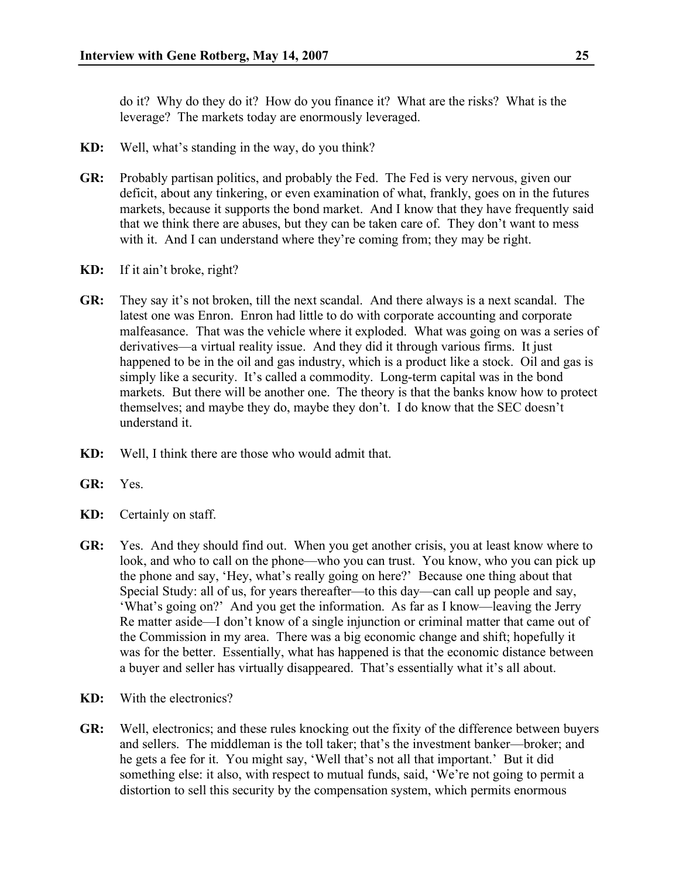do it? Why do they do it? How do you finance it? What are the risks? What is the leverage? The markets today are enormously leveraged.

**KD:** Well, what's standing in the way, do you think?

**GR:** Probably partisan politics, and probably the Fed. The Fed is very nervous, given our deficit, about any tinkering, or even examination of what, frankly, goes on in the futures markets, because it supports the bond market. And I know that they have frequently said that we think there are abuses, but they can be taken care of. They don't want to mess with it. And I can understand where they're coming from; they may be right.

**KD:** If it ain't broke, right?

**GR:** They say it's not broken, till the next scandal. And there always is a next scandal. The latest one was Enron. Enron had little to do with corporate accounting and corporate malfeasance. That was the vehicle where it exploded. What was going on was a series of derivatives—a virtual reality issue. And they did it through various firms. It just happened to be in the oil and gas industry, which is a product like a stock. Oil and gas is simply like a security. It's called a commodity. Long-term capital was in the bond markets. But there will be another one. The theory is that the banks know how to protect themselves; and maybe they do, maybe they don't. I do know that the SEC doesn't understand it.

**KD:** Well, I think there are those who would admit that.

**GR:** Yes.

**KD:** Certainly on staff.

**GR:** Yes. And they should find out. When you get another crisis, you at least know where to look, and who to call on the phone—who you can trust. You know, who you can pick up the phone and say, 'Hey, what's really going on here?' Because one thing about that Special Study: all of us, for years thereafter—to this day—can call up people and say, 'What's going on?' And you get the information. As far as I know—leaving the Jerry Re matter aside—I don't know of a single injunction or criminal matter that came out of the Commission in my area. There was a big economic change and shift; hopefully it was for the better. Essentially, what has happened is that the economic distance between a buyer and seller has virtually disappeared. That's essentially what it's all about.

**KD:** With the electronics?

**GR:** Well, electronics; and these rules knocking out the fixity of the difference between buyers and sellers. The middleman is the toll taker; that's the investment banker—broker; and he gets a fee for it. You might say, 'Well that's not all that important.' But it did something else: it also, with respect to mutual funds, said, 'We're not going to permit a distortion to sell this security by the compensation system, which permits enormous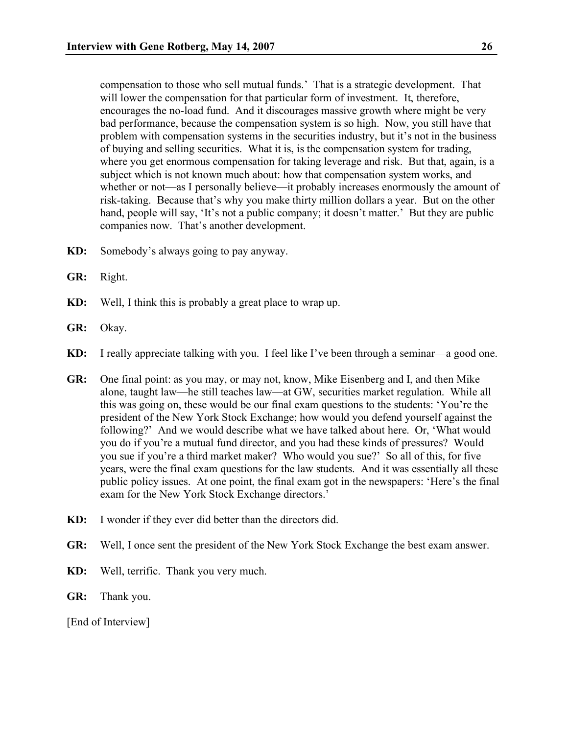compensation to those who sell mutual funds.' That is a strategic development. That will lower the compensation for that particular form of investment. It, therefore, encourages the no-load fund. And it discourages massive growth where might be very bad performance, because the compensation system is so high. Now, you still have that problem with compensation systems in the securities industry, but it's not in the business of buying and selling securities. What it is, is the compensation system for trading, where you get enormous compensation for taking leverage and risk. But that, again, is a subject which is not known much about: how that compensation system works, and whether or not—as I personally believe—it probably increases enormously the amount of risk-taking. Because that's why you make thirty million dollars a year. But on the other hand, people will say, 'It's not a public company; it doesn't matter.' But they are public companies now. That's another development.

**KD:** Somebody's always going to pay anyway.

**GR:** Right.

**KD:** Well, I think this is probably a great place to wrap up.

**GR:** Okay.

**KD:** I really appreciate talking with you. I feel like I've been through a seminar—a good one.

**GR:** One final point: as you may, or may not, know, Mike Eisenberg and I, and then Mike alone, taught law—he still teaches law—at GW, securities market regulation. While all this was going on, these would be our final exam questions to the students: 'You're the president of the New York Stock Exchange; how would you defend yourself against the following?' And we would describe what we have talked about here. Or, 'What would you do if you're a mutual fund director, and you had these kinds of pressures? Would you sue if you're a third market maker? Who would you sue?' So all of this, for five years, were the final exam questions for the law students. And it was essentially all these public policy issues. At one point, the final exam got in the newspapers: 'Here's the final exam for the New York Stock Exchange directors.'

**KD:** I wonder if they ever did better than the directors did.

**GR:** Well, I once sent the president of the New York Stock Exchange the best exam answer.

**KD:** Well, terrific. Thank you very much.

**GR:** Thank you.

[End of Interview]